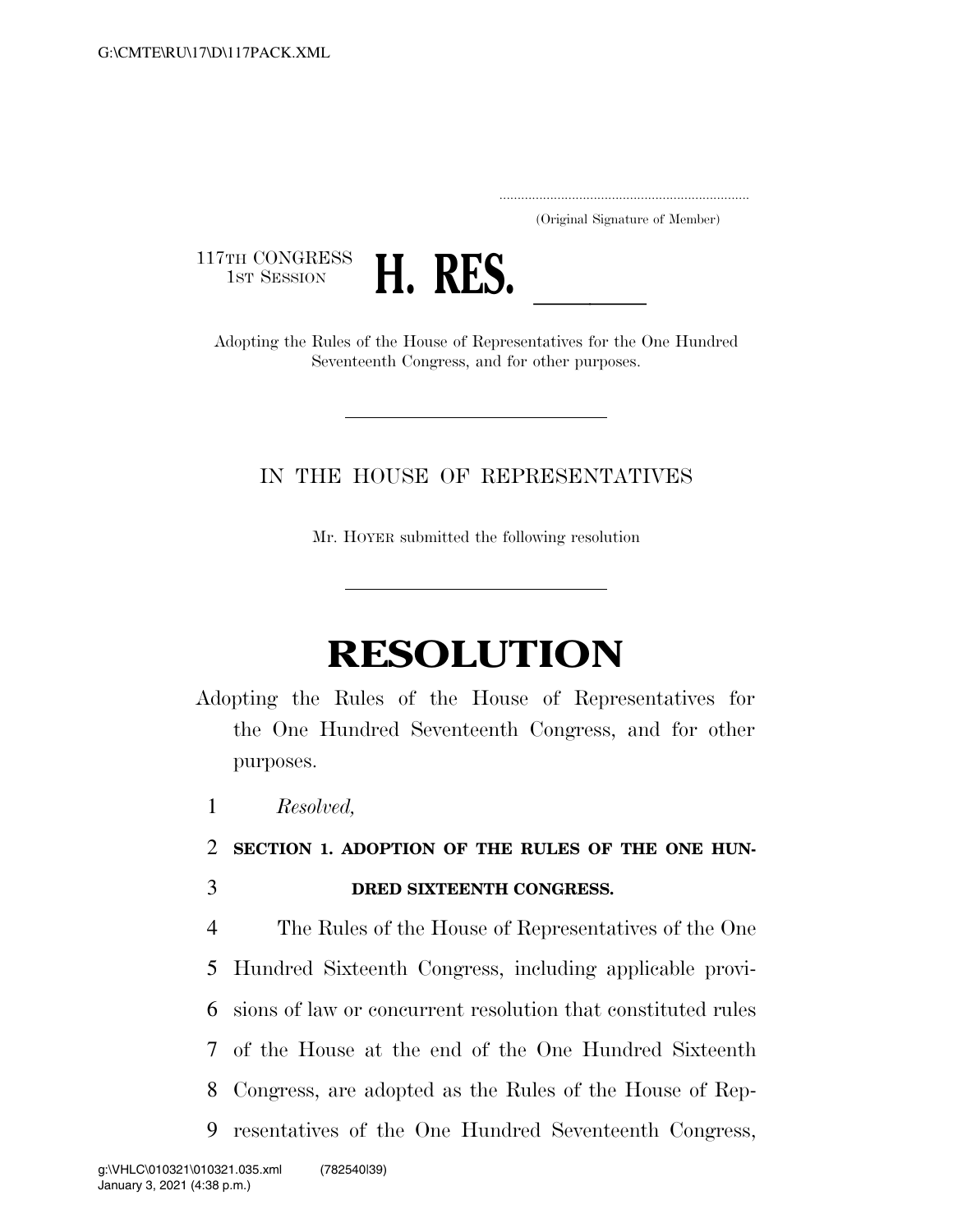(Original Signature of Member)

117TH CONGRESS
1ST SESSION

# H. RES. \_\_\_\_\_\_

Adopting the Rules of the House of Representatives for the One Hundred Seventeenth Congress, and for other purposes.

IN THE HOUSE OF REPRESENTATIVES

Mr. HOYER submitted the following resolution

# RESOLUTION

Adopting the Rules of the House of Representatives for the One Hundred Seventeenth Congress, and for other purposes.

*Resolved,*

## SECTION 1. ADOPTION OF THE RULES OF THE ONE HUNDRED SIXTEENTH CONGRESS.

The Rules of the House of Representatives of the One Hundred Sixteenth Congress, including applicable provisions of law or concurrent resolution that constituted rules of the House at the end of the One Hundred Sixteenth Congress, are adopted as the Rules of the House of Representatives of the One Hundred Seventeenth Congress,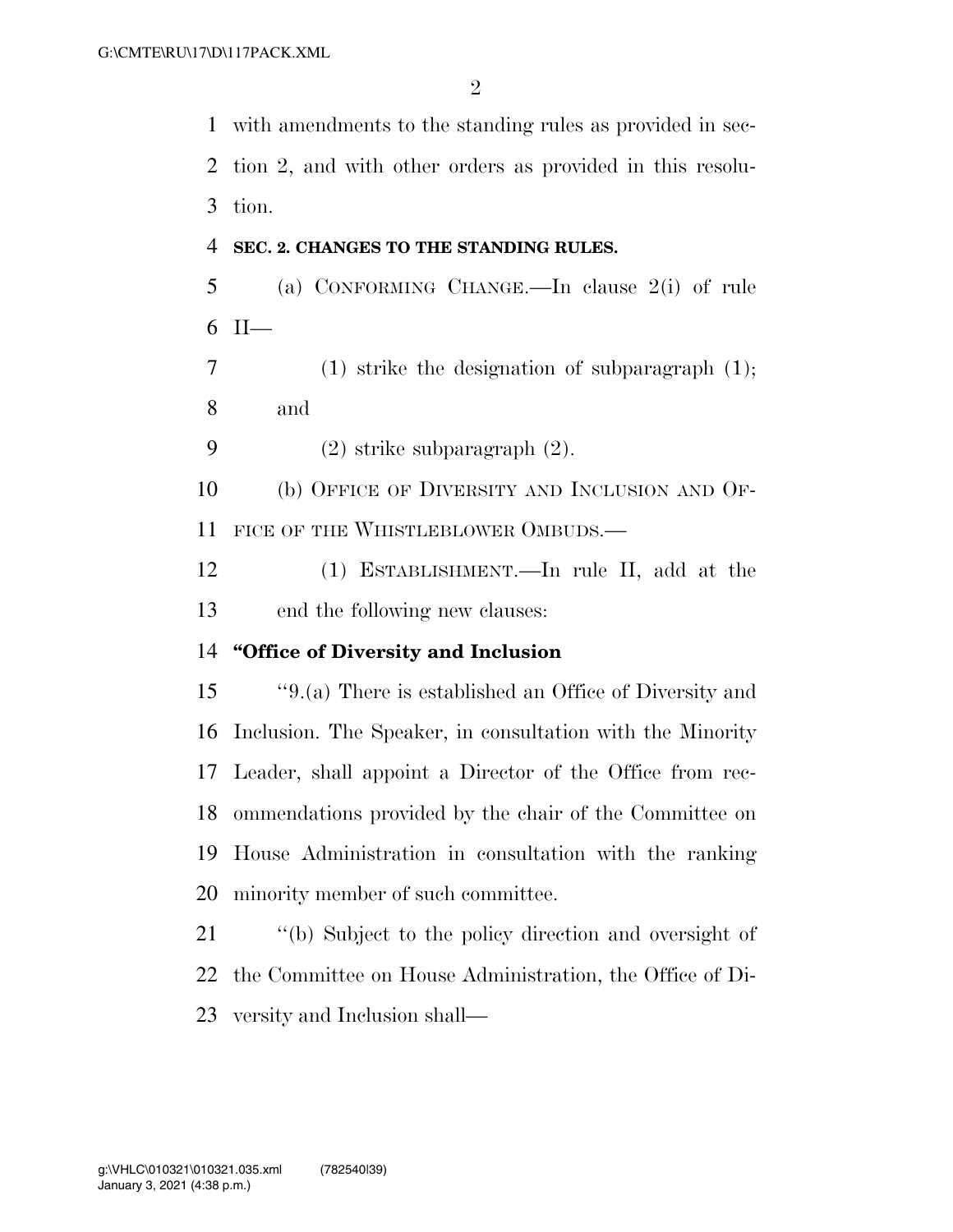with amendments to the standing rules as provided in section 2, and with other orders as provided in this resolution.

**SEC. 2. CHANGES TO THE STANDING RULES.**

(a) CONFORMING CHANGE.—In clause 2(i) of rule II—

(1) strike the designation of subparagraph (1); and

(2) strike subparagraph (2).

(b) OFFICE OF DIVERSITY AND INCLUSION AND OFFICE OF THE WHISTLEBLOWER OMBUDS.—

(1) ESTABLISHMENT.—In rule II, add at the end the following new clauses:

**"Office of Diversity and Inclusion**

"9.(a) There is established an Office of Diversity and Inclusion. The Speaker, in consultation with the Minority Leader, shall appoint a Director of the Office from recommendations provided by the chair of the Committee on House Administration in consultation with the ranking minority member of such committee.

"(b) Subject to the policy direction and oversight of the Committee on House Administration, the Office of Diversity and Inclusion shall—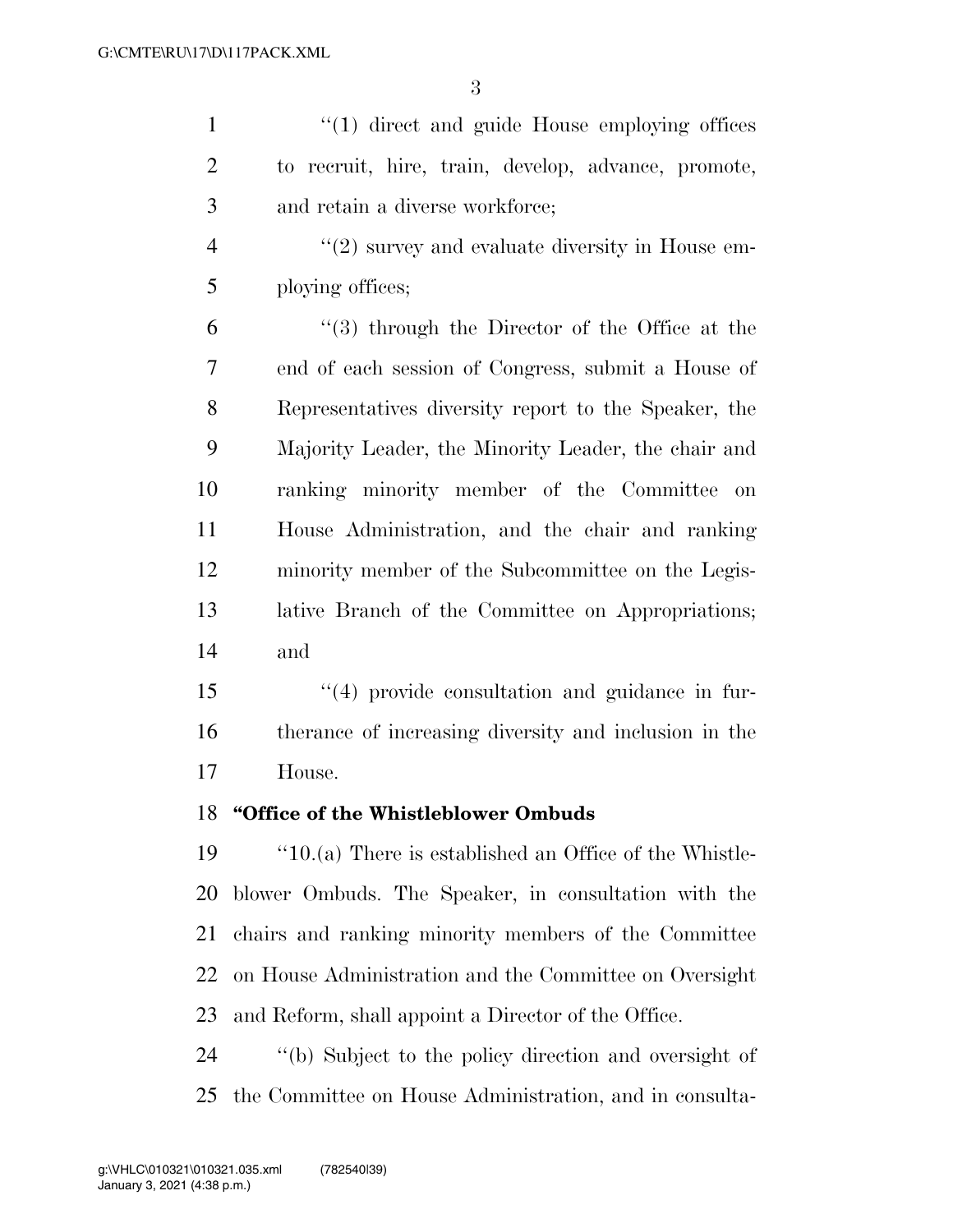"(1) direct and guide House employing offices to recruit, hire, train, develop, advance, promote, and retain a diverse workforce;

"(2) survey and evaluate diversity in House employing offices;

"(3) through the Director of the Office at the end of each session of Congress, submit a House of Representatives diversity report to the Speaker, the Majority Leader, the Minority Leader, the chair and ranking minority member of the Committee on House Administration, and the chair and ranking minority member of the Subcommittee on the Legislative Branch of the Committee on Appropriations; and

"(4) provide consultation and guidance in furtherance of increasing diversity and inclusion in the House.

**"Office of the Whistleblower Ombuds**

"10.(a) There is established an Office of the Whistleblower Ombuds. The Speaker, in consultation with the chairs and ranking minority members of the Committee on House Administration and the Committee on Oversight and Reform, shall appoint a Director of the Office.

"(b) Subject to the policy direction and oversight of the Committee on House Administration, and in consulta-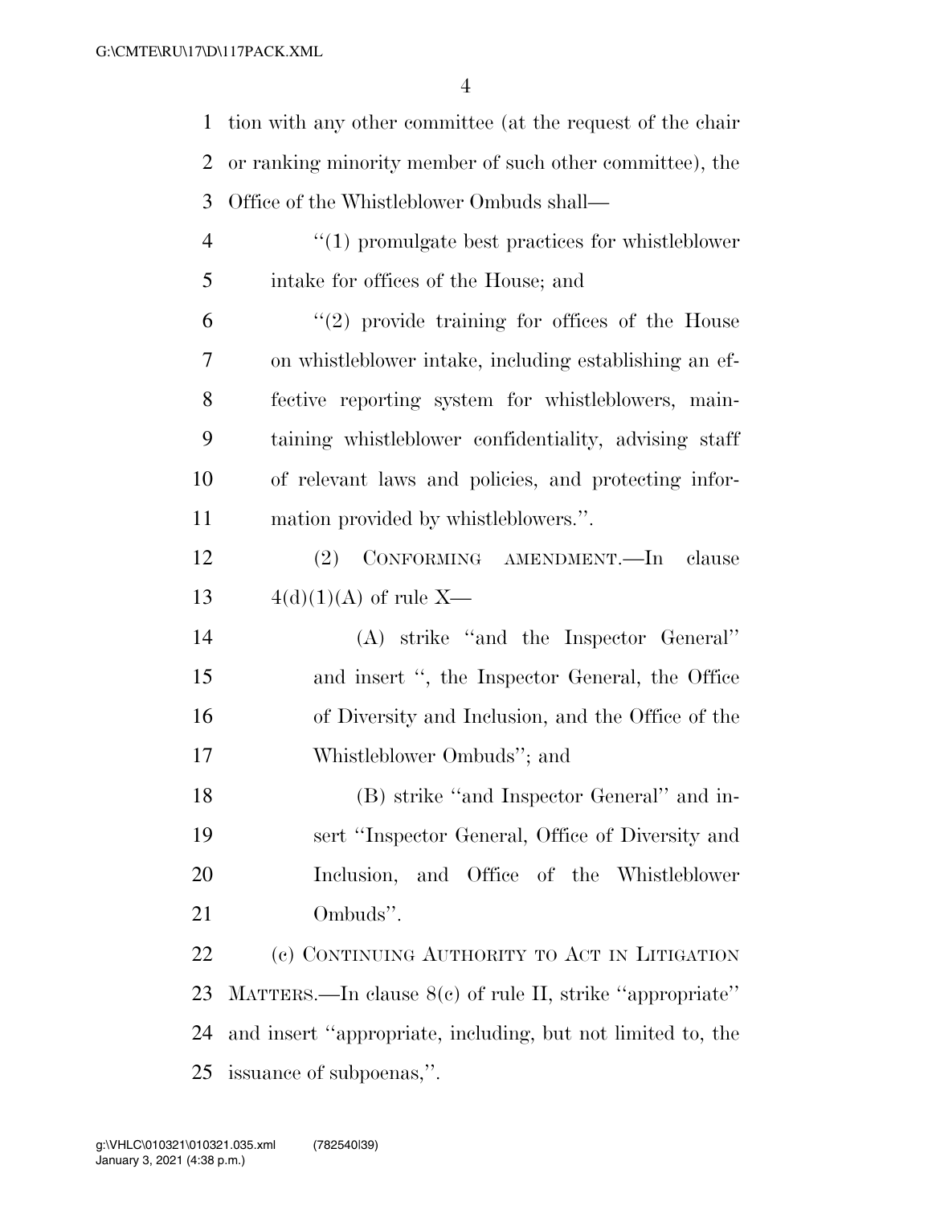tion with any other committee (at the request of the chair or ranking minority member of such other committee), the Office of the Whistleblower Ombuds shall—

"(1) promulgate best practices for whistleblower intake for offices of the House; and

"(2) provide training for offices of the House on whistleblower intake, including establishing an effective reporting system for whistleblowers, maintaining whistleblower confidentiality, advising staff of relevant laws and policies, and protecting information provided by whistleblowers.".

(2) CONFORMING AMENDMENT.—In clause 4(d)(1)(A) of rule X—

(A) strike "and the Inspector General" and insert ", the Inspector General, the Office of Diversity and Inclusion, and the Office of the Whistleblower Ombuds"; and

(B) strike "and Inspector General" and insert "Inspector General, Office of Diversity and Inclusion, and Office of the Whistleblower Ombuds".

(c) CONTINUING AUTHORITY TO ACT IN LITIGATION MATTERS.—In clause 8(c) of rule II, strike "appropriate" and insert "appropriate, including, but not limited to, the issuance of subpoenas,".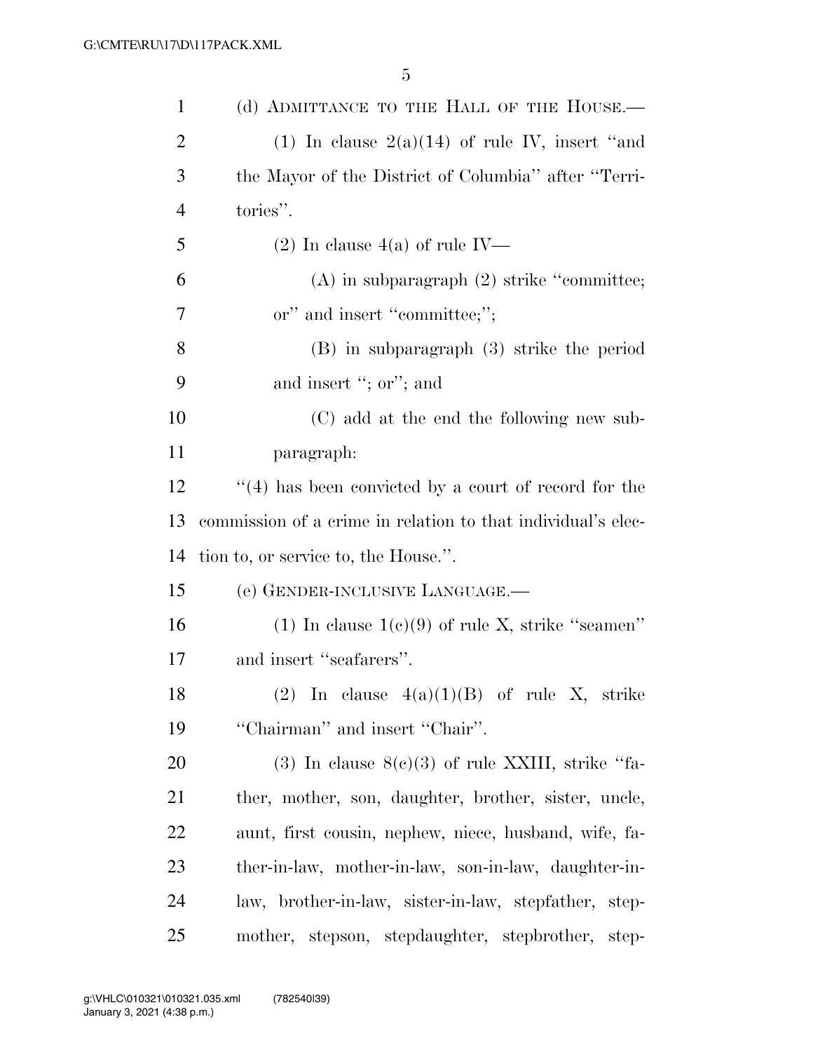(d) ADMITTANCE TO THE HALL OF THE HOUSE.—

(1) In clause 2(a)(14) of rule IV, insert "and the Mayor of the District of Columbia" after "Territories".

(2) In clause 4(a) of rule IV—

(A) in subparagraph (2) strike "committee; or" and insert "committee;";

(B) in subparagraph (3) strike the period and insert "; or"; and

(C) add at the end the following new subparagraph:

"(4) has been convicted by a court of record for the commission of a crime in relation to that individual's election to, or service to, the House.".

(e) GENDER-INCLUSIVE LANGUAGE.—

(1) In clause 1(c)(9) of rule X, strike "seamen" and insert "seafarers".

(2) In clause 4(a)(1)(B) of rule X, strike "Chairman" and insert "Chair".

(3) In clause 8(c)(3) of rule XXIII, strike "father, mother, son, daughter, brother, sister, uncle, aunt, first cousin, nephew, niece, husband, wife, father-in-law, mother-in-law, son-in-law, daughter-in-law, brother-in-law, sister-in-law, stepfather, stepmother, stepson, stepdaughter, stepbrother, step-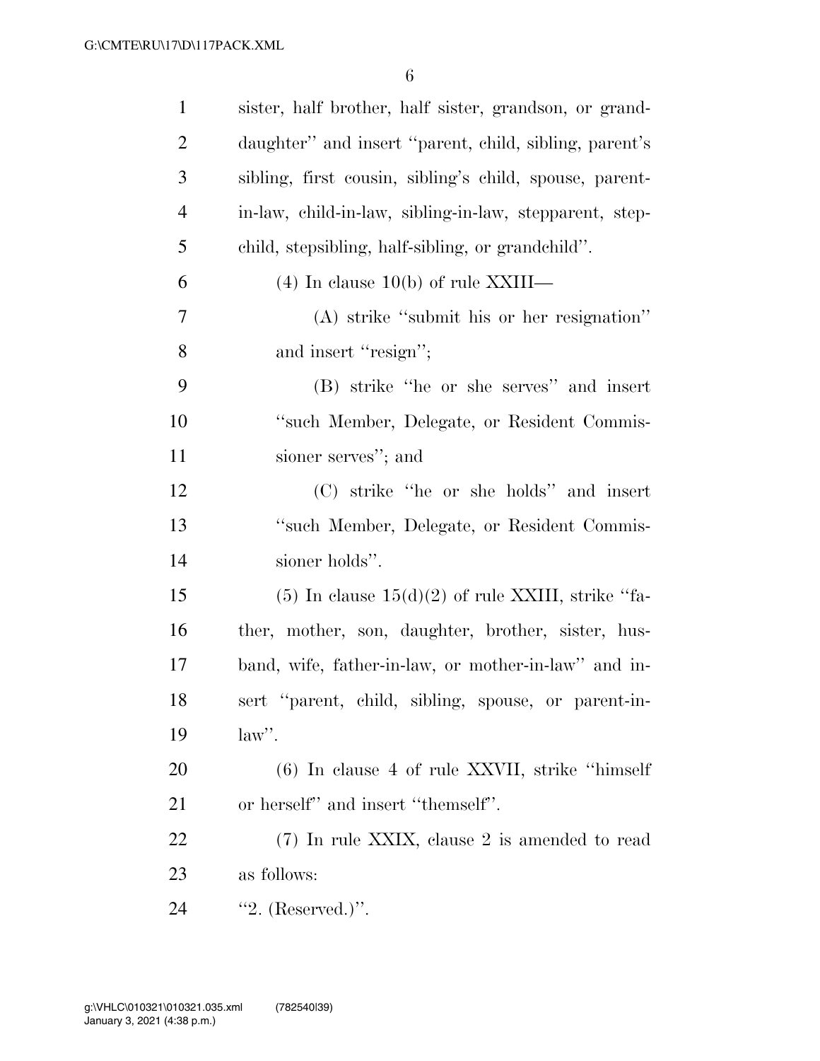sister, half brother, half sister, grandson, or granddaughter'' and insert ''parent, child, sibling, parent's sibling, first cousin, sibling's child, spouse, parent-in-law, child-in-law, sibling-in-law, stepparent, stepchild, stepsibling, half-sibling, or grandchild''.

(4) In clause 10(b) of rule XXIII—

(A) strike ''submit his or her resignation'' and insert ''resign'';

(B) strike ''he or she serves'' and insert ''such Member, Delegate, or Resident Commissioner serves''; and

(C) strike ''he or she holds'' and insert ''such Member, Delegate, or Resident Commissioner holds''.

(5) In clause 15(d)(2) of rule XXIII, strike ''father, mother, son, daughter, brother, sister, husband, wife, father-in-law, or mother-in-law'' and insert ''parent, child, sibling, spouse, or parent-in-law''.

(6) In clause 4 of rule XXVII, strike ''himself or herself'' and insert ''themself''.

(7) In rule XXIX, clause 2 is amended to read as follows:

''2. (Reserved.)''.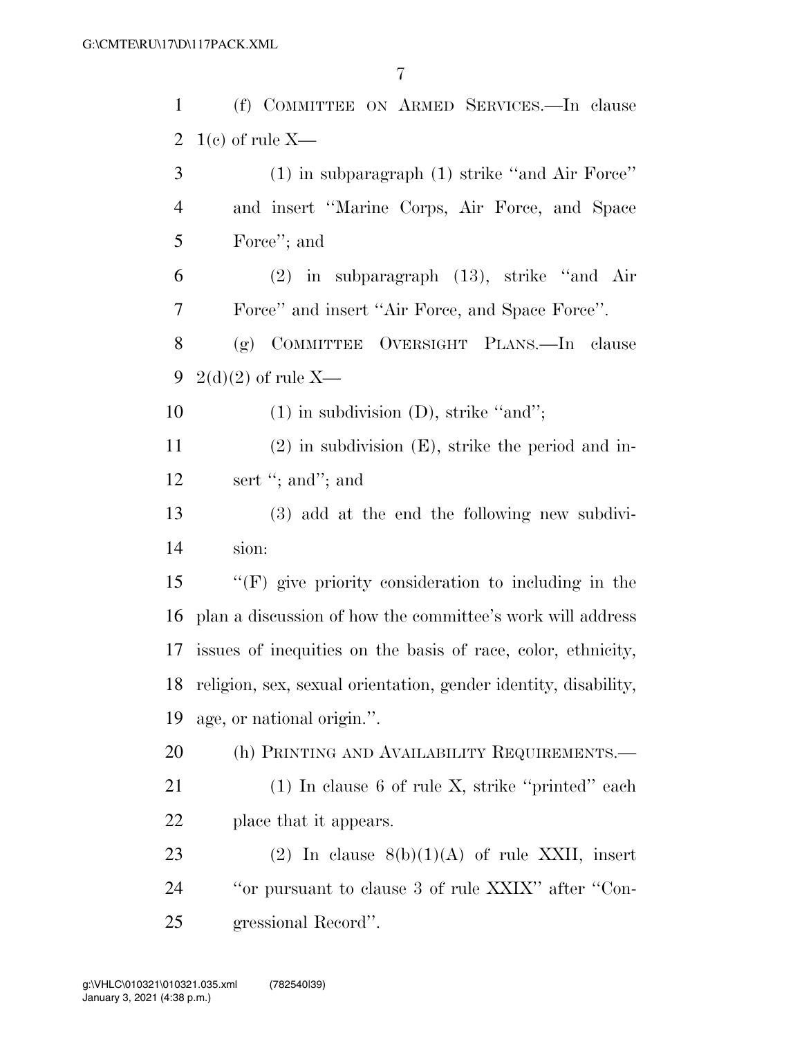(f) COMMITTEE ON ARMED SERVICES.—In clause 1(c) of rule X—

(1) in subparagraph (1) strike "and Air Force" and insert "Marine Corps, Air Force, and Space Force"; and

(2) in subparagraph (13), strike "and Air Force" and insert "Air Force, and Space Force".

(g) COMMITTEE OVERSIGHT PLANS.—In clause 2(d)(2) of rule X—

(1) in subdivision (D), strike "and";

(2) in subdivision (E), strike the period and insert "; and"; and

(3) add at the end the following new subdivision:

"(F) give priority consideration to including in the plan a discussion of how the committee's work will address issues of inequities on the basis of race, color, ethnicity, religion, sex, sexual orientation, gender identity, disability, age, or national origin.".

(h) PRINTING AND AVAILABILITY REQUIREMENTS.—

(1) In clause 6 of rule X, strike "printed" each place that it appears.

(2) In clause 8(b)(1)(A) of rule XXII, insert "or pursuant to clause 3 of rule XXIX" after "Congressional Record".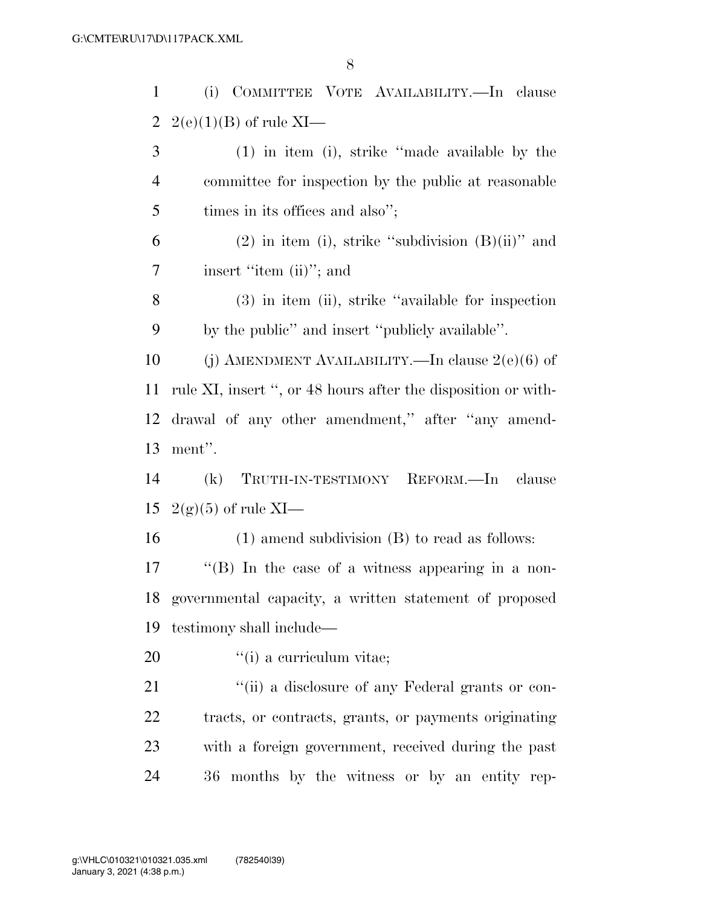(i) COMMITTEE VOTE AVAILABILITY.—In clause 2(e)(1)(B) of rule XI—

(1) in item (i), strike ''made available by the committee for inspection by the public at reasonable times in its offices and also'';

(2) in item (i), strike ''subdivision (B)(ii)'' and insert ''item (ii)''; and

(3) in item (ii), strike ''available for inspection by the public'' and insert ''publicly available''.

(j) AMENDMENT AVAILABILITY.—In clause 2(e)(6) of rule XI, insert '', or 48 hours after the disposition or withdrawal of any other amendment,'' after ''any amendment''.

(k) TRUTH-IN-TESTIMONY REFORM.—In clause 2(g)(5) of rule XI—

(1) amend subdivision (B) to read as follows:

''(B) In the case of a witness appearing in a nongovernmental capacity, a written statement of proposed testimony shall include—

''(i) a curriculum vitae;

''(ii) a disclosure of any Federal grants or contracts, or contracts, grants, or payments originating with a foreign government, received during the past 36 months by the witness or by an entity rep-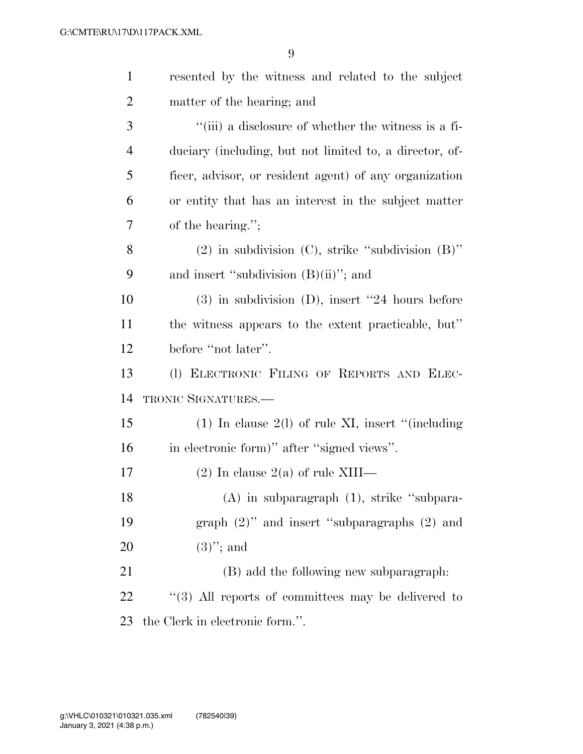resented by the witness and related to the subject matter of the hearing; and

"(iii) a disclosure of whether the witness is a fiduciary (including, but not limited to, a director, officer, advisor, or resident agent) of any organization or entity that has an interest in the subject matter of the hearing.";

(2) in subdivision (C), strike "subdivision (B)" and insert "subdivision (B)(ii)"; and

(3) in subdivision (D), insert "24 hours before the witness appears to the extent practicable, but" before "not later".

(l) ELECTRONIC FILING OF REPORTS AND ELECTRONIC SIGNATURES.—

(1) In clause 2(l) of rule XI, insert "(including in electronic form)" after "signed views".

(2) In clause 2(a) of rule XIII—

(A) in subparagraph (1), strike "subparagraph (2)" and insert "subparagraphs (2) and (3)"; and

(B) add the following new subparagraph:

"(3) All reports of committees may be delivered to the Clerk in electronic form.".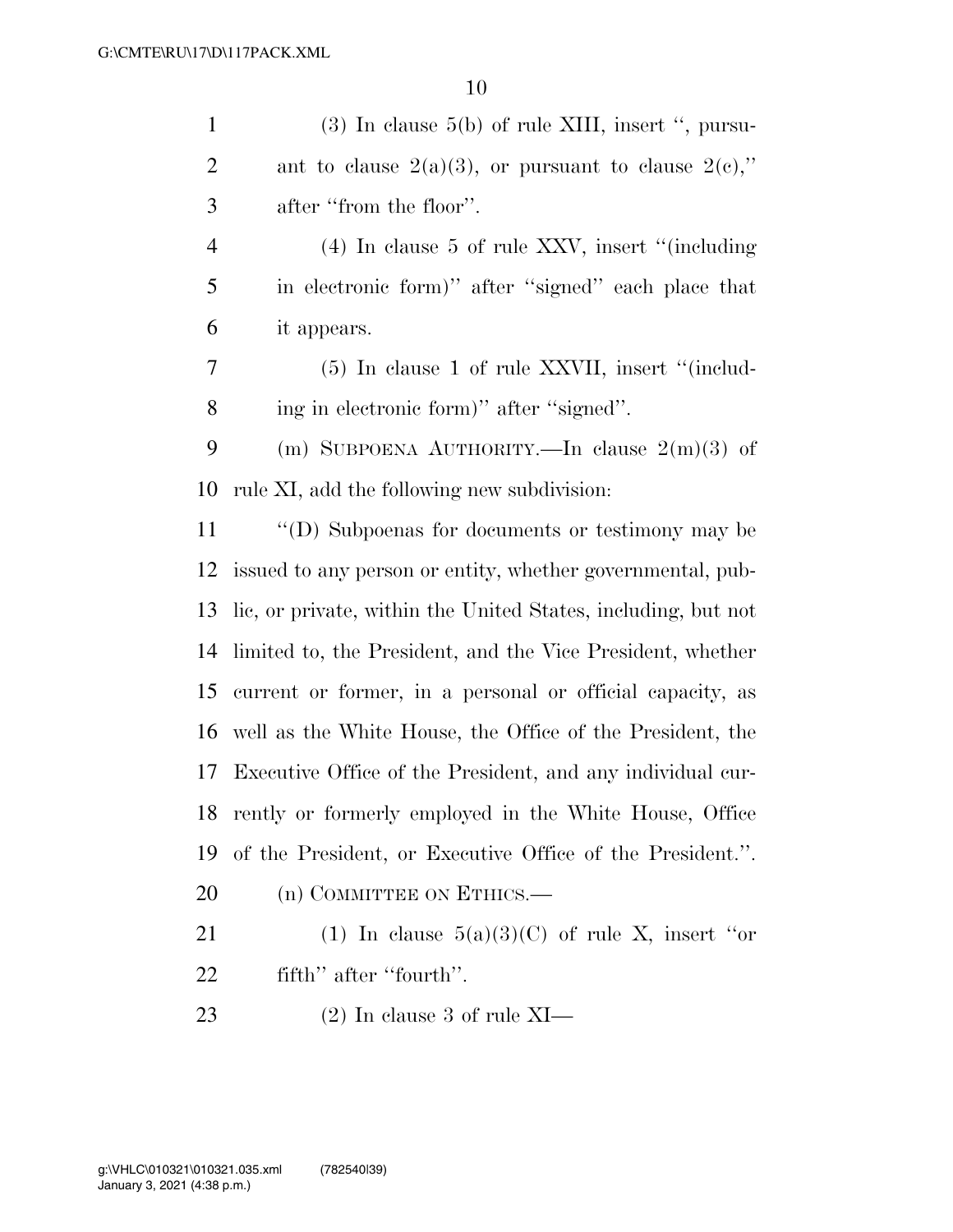(3) In clause 5(b) of rule XIII, insert ", pursuant to clause 2(a)(3), or pursuant to clause 2(c)," after "from the floor".

(4) In clause 5 of rule XXV, insert "(including in electronic form)" after "signed" each place that it appears.

(5) In clause 1 of rule XXVII, insert "(including in electronic form)" after "signed".

(m) SUBPOENA AUTHORITY.—In clause 2(m)(3) of rule XI, add the following new subdivision:

"(D) Subpoenas for documents or testimony may be issued to any person or entity, whether governmental, public, or private, within the United States, including, but not limited to, the President, and the Vice President, whether current or former, in a personal or official capacity, as well as the White House, the Office of the President, the Executive Office of the President, and any individual currently or formerly employed in the White House, Office of the President, or Executive Office of the President.".

(n) COMMITTEE ON ETHICS.—

(1) In clause 5(a)(3)(C) of rule X, insert "or fifth" after "fourth".

(2) In clause 3 of rule XI—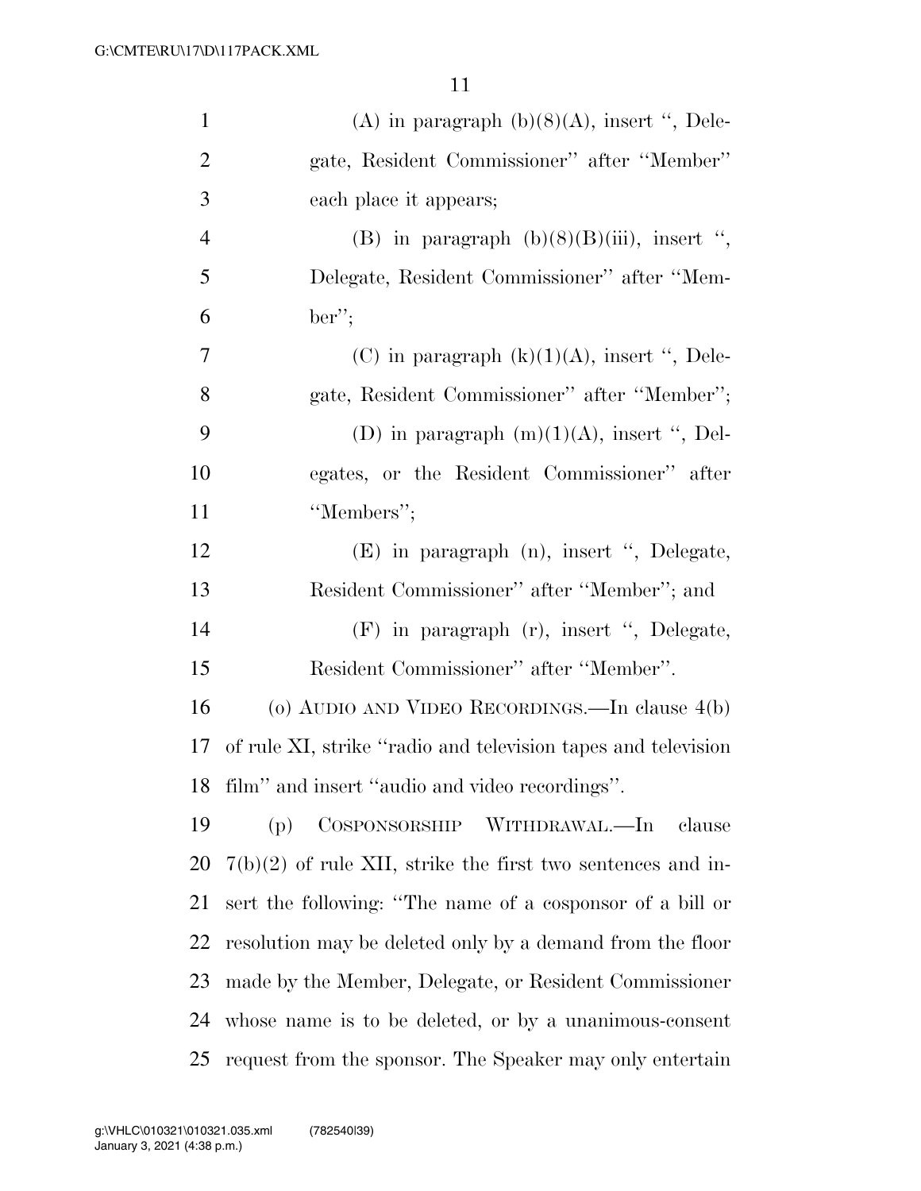(A) in paragraph (b)(8)(A), insert ", Delegate, Resident Commissioner" after "Member" each place it appears;

(B) in paragraph (b)(8)(B)(iii), insert ", Delegate, Resident Commissioner" after "Member";

(C) in paragraph (k)(1)(A), insert ", Delegate, Resident Commissioner" after "Member";

(D) in paragraph (m)(1)(A), insert ", Delegates, or the Resident Commissioner" after "Members";

(E) in paragraph (n), insert ", Delegate, Resident Commissioner" after "Member"; and

(F) in paragraph (r), insert ", Delegate, Resident Commissioner" after "Member".

(o) AUDIO AND VIDEO RECORDINGS.—In clause 4(b) of rule XI, strike "radio and television tapes and television film" and insert "audio and video recordings".

(p) COSPONSORSHIP WITHDRAWAL.—In clause 7(b)(2) of rule XII, strike the first two sentences and insert the following: "The name of a cosponsor of a bill or resolution may be deleted only by a demand from the floor made by the Member, Delegate, or Resident Commissioner whose name is to be deleted, or by a unanimous-consent request from the sponsor. The Speaker may only entertain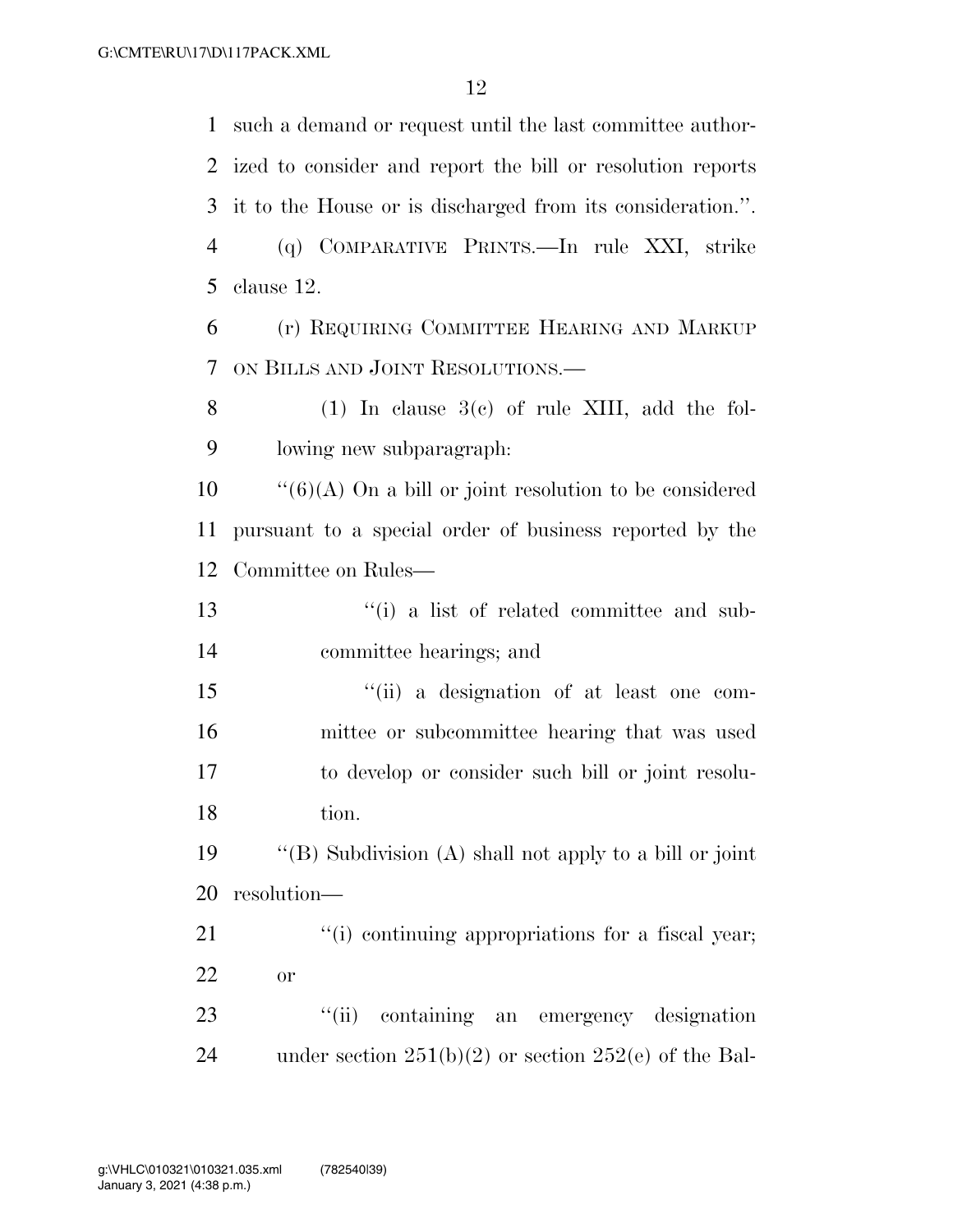such a demand or request until the last committee authorized to consider and report the bill or resolution reports it to the House or is discharged from its consideration.''.

(q) COMPARATIVE PRINTS.—In rule XXI, strike clause 12.

(r) REQUIRING COMMITTEE HEARING AND MARKUP ON BILLS AND JOINT RESOLUTIONS.—

(1) In clause 3(c) of rule XIII, add the following new subparagraph:

''(6)(A) On a bill or joint resolution to be considered pursuant to a special order of business reported by the Committee on Rules—

''(i) a list of related committee and subcommittee hearings; and

''(ii) a designation of at least one committee or subcommittee hearing that was used to develop or consider such bill or joint resolution.

''(B) Subdivision (A) shall not apply to a bill or joint resolution—

''(i) continuing appropriations for a fiscal year; or

''(ii) containing an emergency designation under section 251(b)(2) or section 252(e) of the Bal-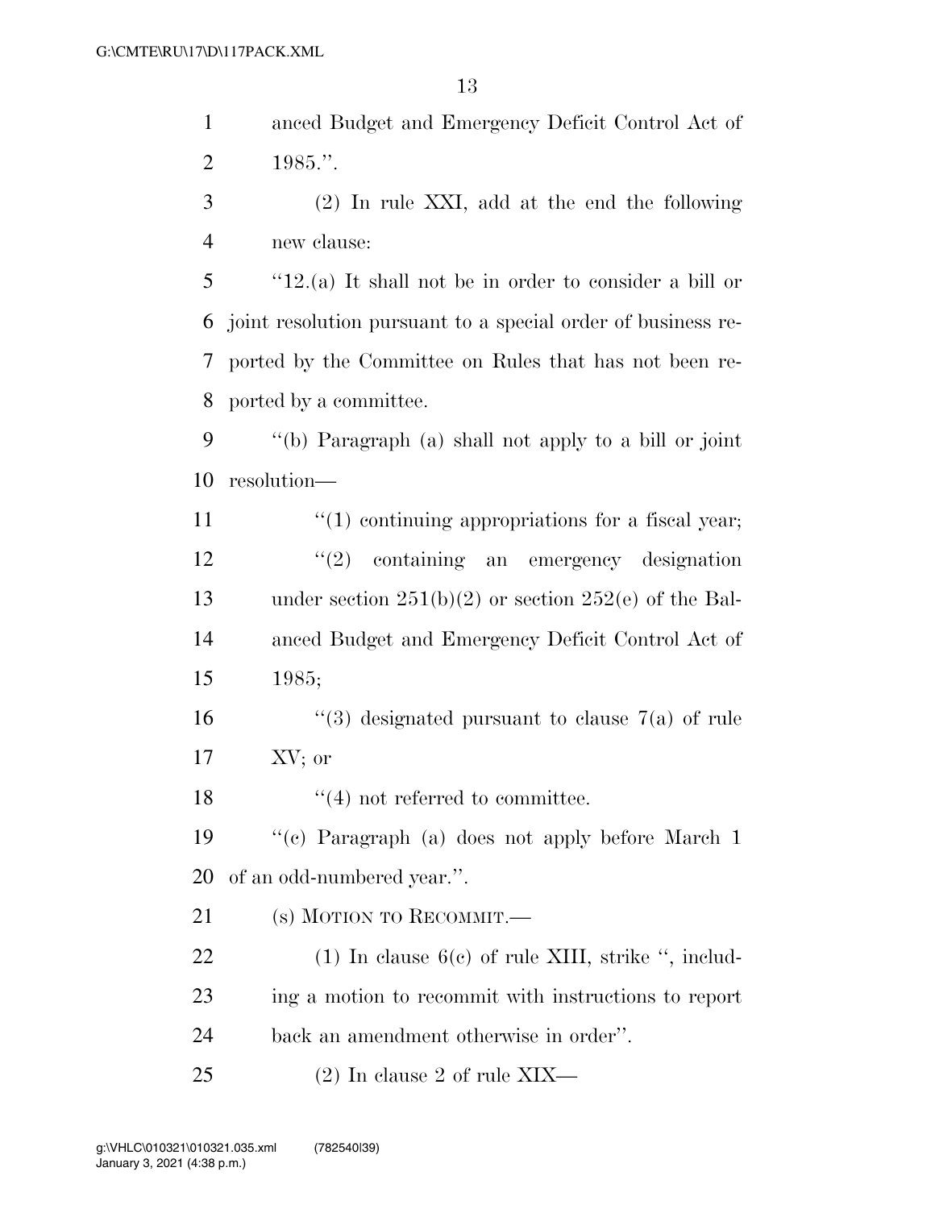anced Budget and Emergency Deficit Control Act of 1985.''.

(2) In rule XXI, add at the end the following new clause:

``12.(a) It shall not be in order to consider a bill or joint resolution pursuant to a special order of business reported by the Committee on Rules that has not been reported by a committee.

``(b) Paragraph (a) shall not apply to a bill or joint resolution—

``(1) continuing appropriations for a fiscal year;

``(2) containing an emergency designation under section 251(b)(2) or section 252(e) of the Balanced Budget and Emergency Deficit Control Act of 1985;

``(3) designated pursuant to clause 7(a) of rule XV; or

``(4) not referred to committee.

``(c) Paragraph (a) does not apply before March 1 of an odd-numbered year.''.

(s) MOTION TO RECOMMIT.—

(1) In clause 6(c) of rule XIII, strike '', including a motion to recommit with instructions to report back an amendment otherwise in order''.

(2) In clause 2 of rule XIX—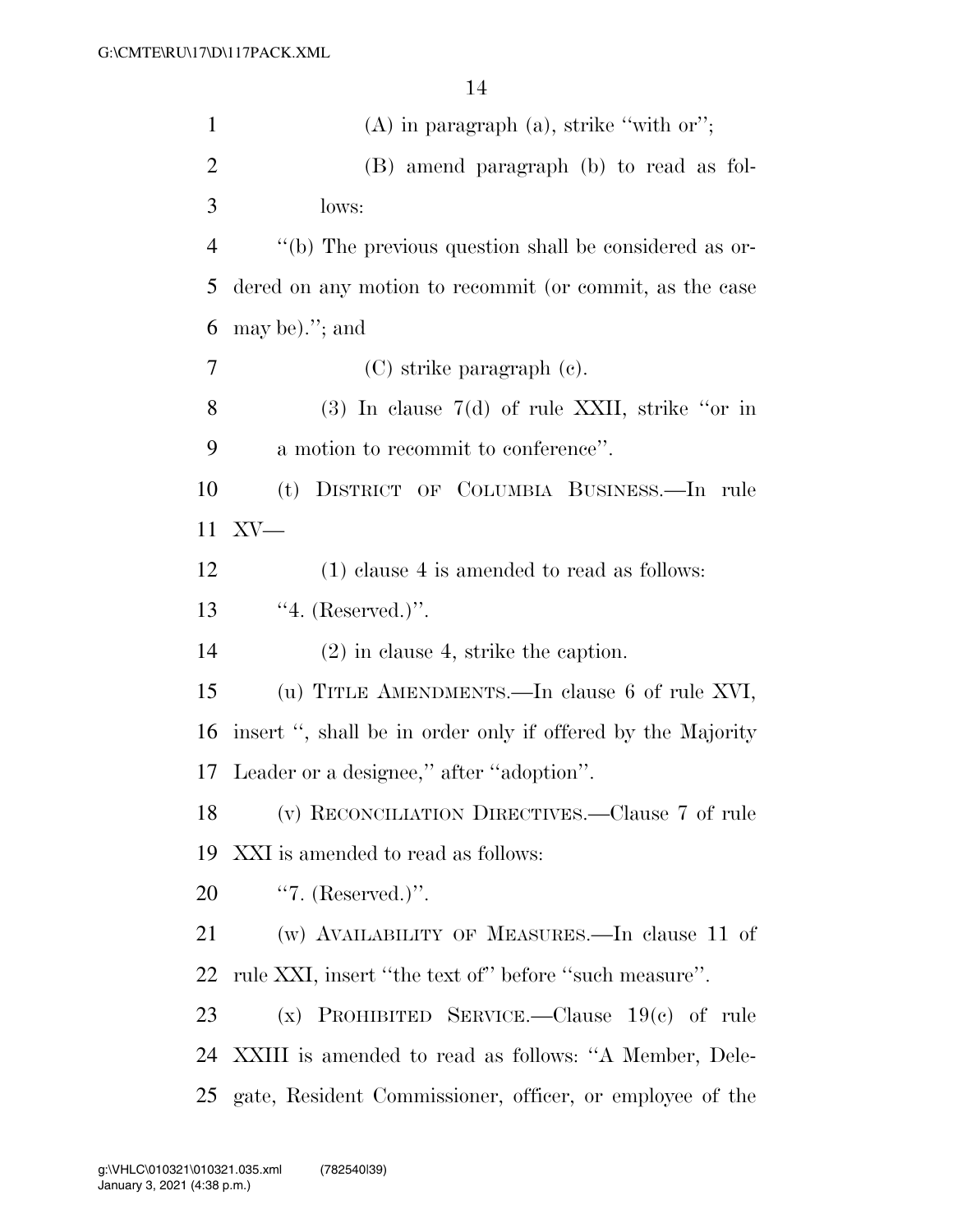(A) in paragraph (a), strike "with or";

(B) amend paragraph (b) to read as follows:

"(b) The previous question shall be considered as ordered on any motion to recommit (or commit, as the case may be)."; and

(C) strike paragraph (c).

(3) In clause 7(d) of rule XXII, strike "or in a motion to recommit to conference".

(t) DISTRICT OF COLUMBIA BUSINESS.—In rule XV—

(1) clause 4 is amended to read as follows:

"4. (Reserved.)".

(2) in clause 4, strike the caption.

(u) TITLE AMENDMENTS.—In clause 6 of rule XVI, insert ", shall be in order only if offered by the Majority Leader or a designee," after "adoption".

(v) RECONCILIATION DIRECTIVES.—Clause 7 of rule XXI is amended to read as follows:

"7. (Reserved.)".

(w) AVAILABILITY OF MEASURES.—In clause 11 of rule XXI, insert "the text of" before "such measure".

(x) PROHIBITED SERVICE.—Clause 19(c) of rule XXIII is amended to read as follows: "A Member, Delegate, Resident Commissioner, officer, or employee of the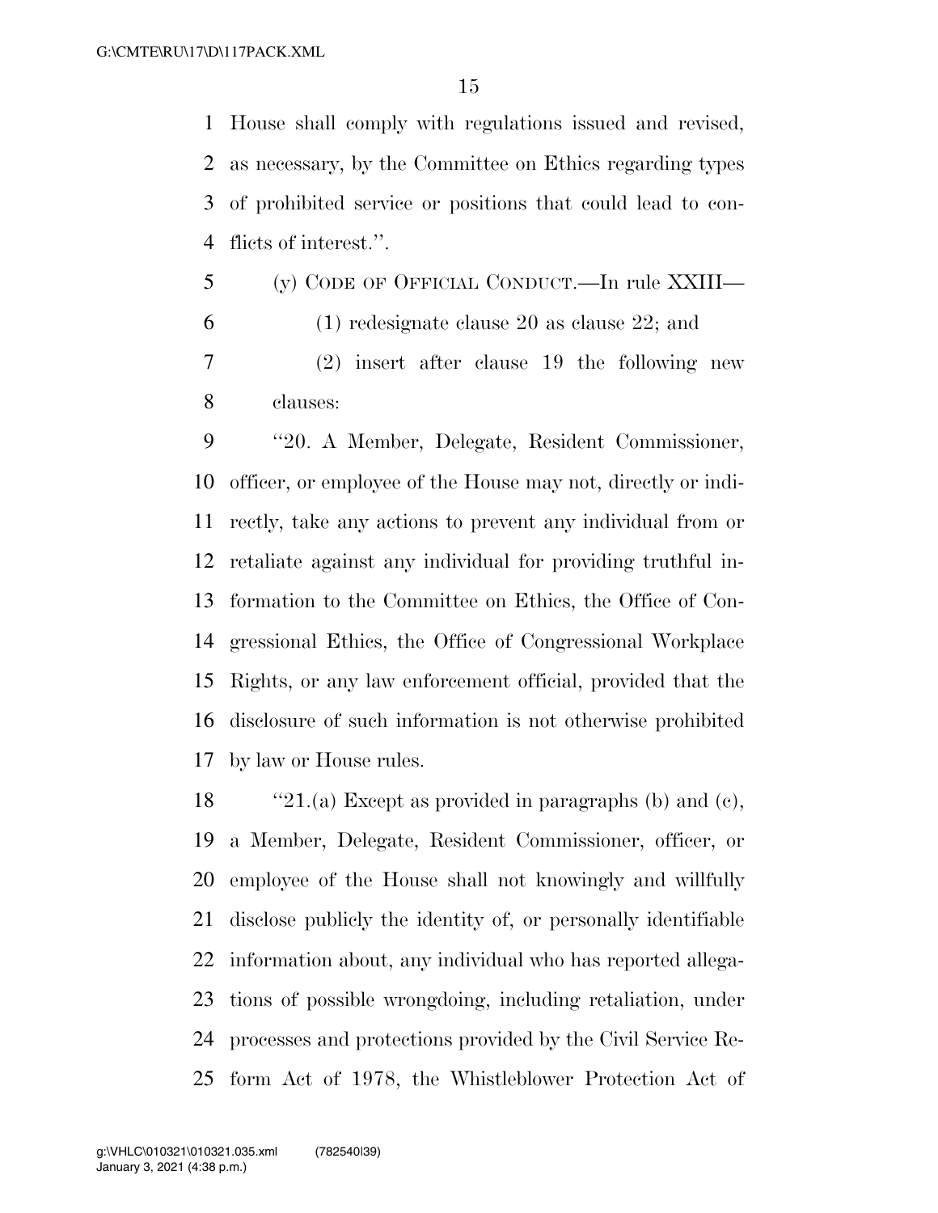House shall comply with regulations issued and revised, as necessary, by the Committee on Ethics regarding types of prohibited service or positions that could lead to conflicts of interest.''.

(y) CODE OF OFFICIAL CONDUCT.—In rule XXIII—

(1) redesignate clause 20 as clause 22; and

(2) insert after clause 19 the following new clauses:

''20. A Member, Delegate, Resident Commissioner, officer, or employee of the House may not, directly or indirectly, take any actions to prevent any individual from or retaliate against any individual for providing truthful information to the Committee on Ethics, the Office of Congressional Ethics, the Office of Congressional Workplace Rights, or any law enforcement official, provided that the disclosure of such information is not otherwise prohibited by law or House rules.

''21.(a) Except as provided in paragraphs (b) and (c), a Member, Delegate, Resident Commissioner, officer, or employee of the House shall not knowingly and willfully disclose publicly the identity of, or personally identifiable information about, any individual who has reported allegations of possible wrongdoing, including retaliation, under processes and protections provided by the Civil Service Reform Act of 1978, the Whistleblower Protection Act of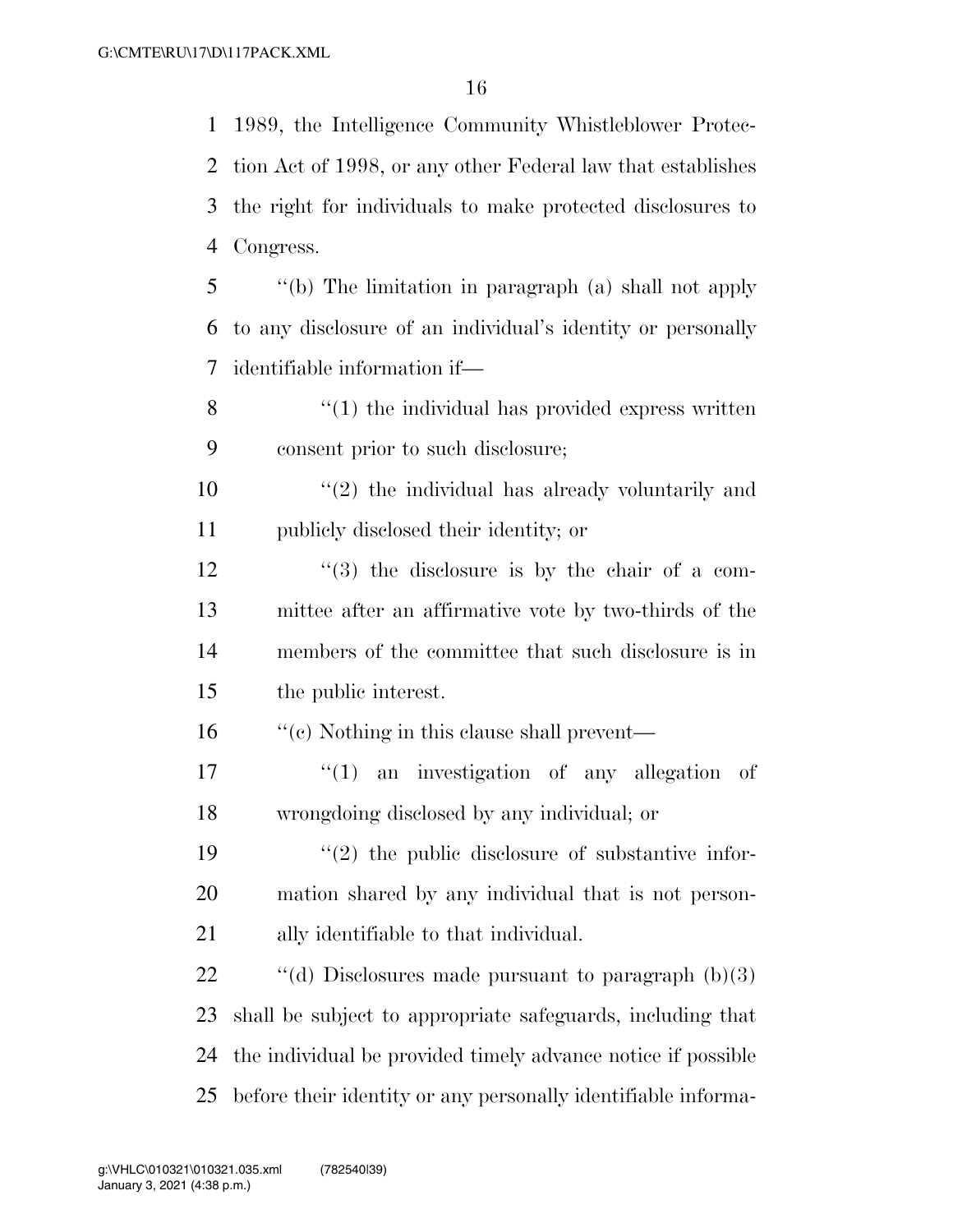1989, the Intelligence Community Whistleblower Protection Act of 1998, or any other Federal law that establishes the right for individuals to make protected disclosures to Congress.

''(b) The limitation in paragraph (a) shall not apply to any disclosure of an individual's identity or personally identifiable information if—

''(1) the individual has provided express written consent prior to such disclosure;

''(2) the individual has already voluntarily and publicly disclosed their identity; or

''(3) the disclosure is by the chair of a committee after an affirmative vote by two-thirds of the members of the committee that such disclosure is in the public interest.

''(c) Nothing in this clause shall prevent—

''(1) an investigation of any allegation of wrongdoing disclosed by any individual; or

''(2) the public disclosure of substantive information shared by any individual that is not personally identifiable to that individual.

''(d) Disclosures made pursuant to paragraph (b)(3) shall be subject to appropriate safeguards, including that the individual be provided timely advance notice if possible before their identity or any personally identifiable informa-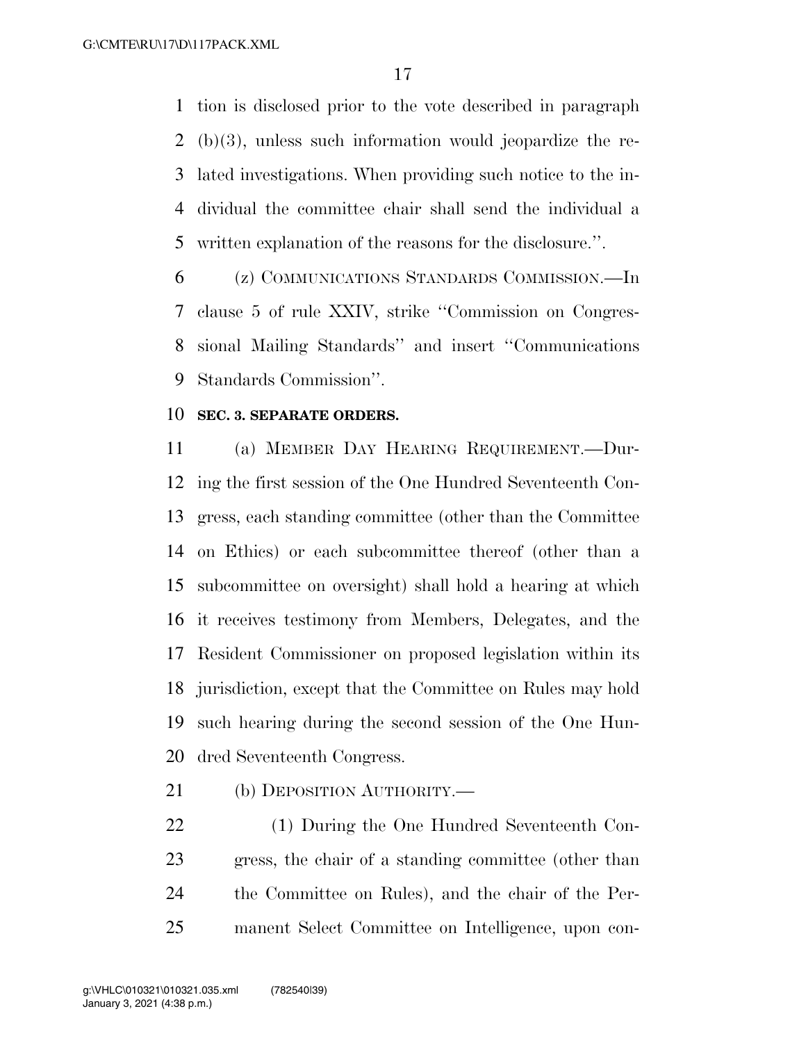tion is disclosed prior to the vote described in paragraph (b)(3), unless such information would jeopardize the related investigations. When providing such notice to the individual the committee chair shall send the individual a written explanation of the reasons for the disclosure.''.

(z) COMMUNICATIONS STANDARDS COMMISSION.—In clause 5 of rule XXIV, strike ''Commission on Congressional Mailing Standards'' and insert ''Communications Standards Commission''.

**SEC. 3. SEPARATE ORDERS.**

(a) MEMBER DAY HEARING REQUIREMENT.—During the first session of the One Hundred Seventeenth Congress, each standing committee (other than the Committee on Ethics) or each subcommittee thereof (other than a subcommittee on oversight) shall hold a hearing at which it receives testimony from Members, Delegates, and the Resident Commissioner on proposed legislation within its jurisdiction, except that the Committee on Rules may hold such hearing during the second session of the One Hundred Seventeenth Congress.

(b) DEPOSITION AUTHORITY.—

(1) During the One Hundred Seventeenth Congress, the chair of a standing committee (other than the Committee on Rules), and the chair of the Permanent Select Committee on Intelligence, upon con-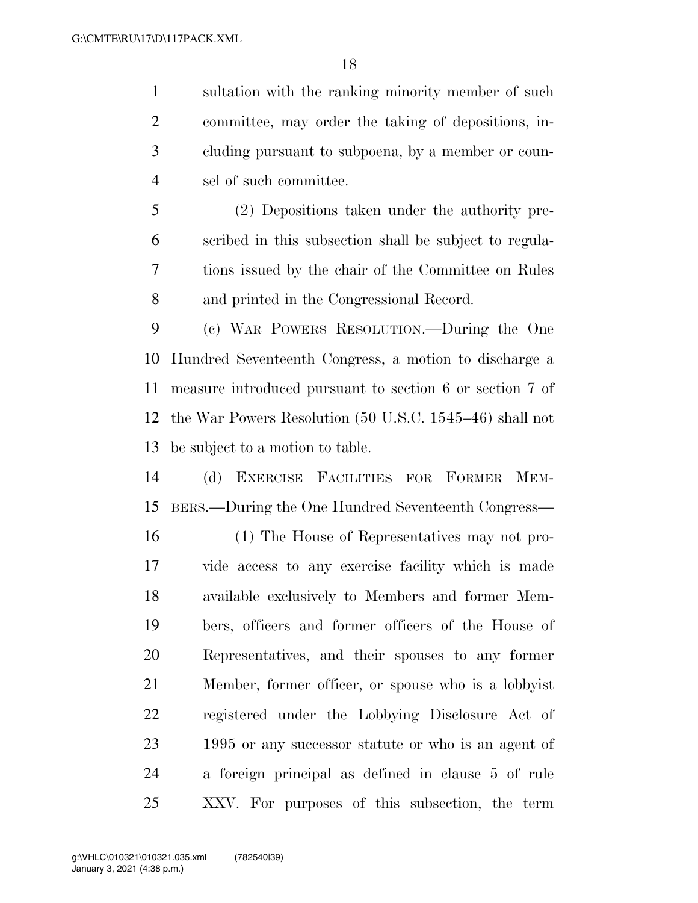sultation with the ranking minority member of such committee, may order the taking of depositions, including pursuant to subpoena, by a member or counsel of such committee.

(2) Depositions taken under the authority prescribed in this subsection shall be subject to regulations issued by the chair of the Committee on Rules and printed in the Congressional Record.

(c) WAR POWERS RESOLUTION.—During the One Hundred Seventeenth Congress, a motion to discharge a measure introduced pursuant to section 6 or section 7 of the War Powers Resolution (50 U.S.C. 1545–46) shall not be subject to a motion to table.

(d) EXERCISE FACILITIES FOR FORMER MEMBERS.—During the One Hundred Seventeenth Congress—

(1) The House of Representatives may not provide access to any exercise facility which is made available exclusively to Members and former Members, officers and former officers of the House of Representatives, and their spouses to any former Member, former officer, or spouse who is a lobbyist registered under the Lobbying Disclosure Act of 1995 or any successor statute or who is an agent of a foreign principal as defined in clause 5 of rule XXV. For purposes of this subsection, the term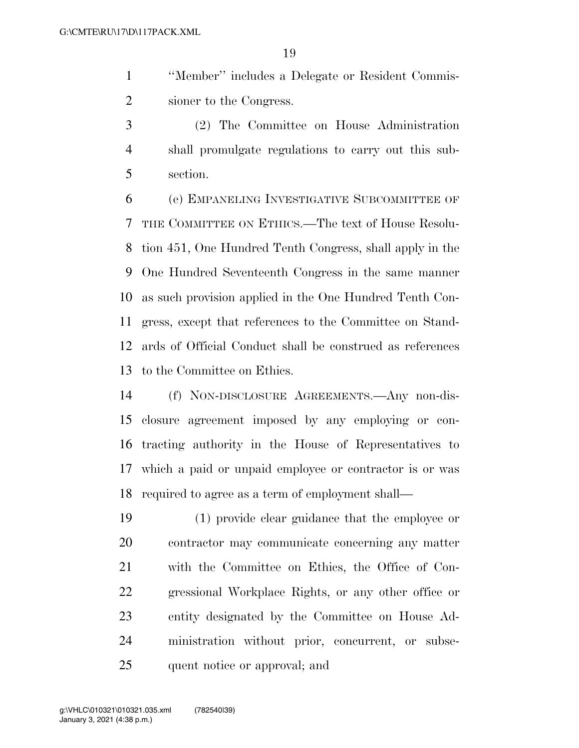"Member" includes a Delegate or Resident Commissioner to the Congress.

(2) The Committee on House Administration shall promulgate regulations to carry out this subsection.

(e) EMPANELING INVESTIGATIVE SUBCOMMITTEE OF THE COMMITTEE ON ETHICS.—The text of House Resolution 451, One Hundred Tenth Congress, shall apply in the One Hundred Seventeenth Congress in the same manner as such provision applied in the One Hundred Tenth Congress, except that references to the Committee on Standards of Official Conduct shall be construed as references to the Committee on Ethics.

(f) NON-DISCLOSURE AGREEMENTS.—Any non-disclosure agreement imposed by any employing or contracting authority in the House of Representatives to which a paid or unpaid employee or contractor is or was required to agree as a term of employment shall—

(1) provide clear guidance that the employee or contractor may communicate concerning any matter with the Committee on Ethics, the Office of Congressional Workplace Rights, or any other office or entity designated by the Committee on House Administration without prior, concurrent, or subsequent notice or approval; and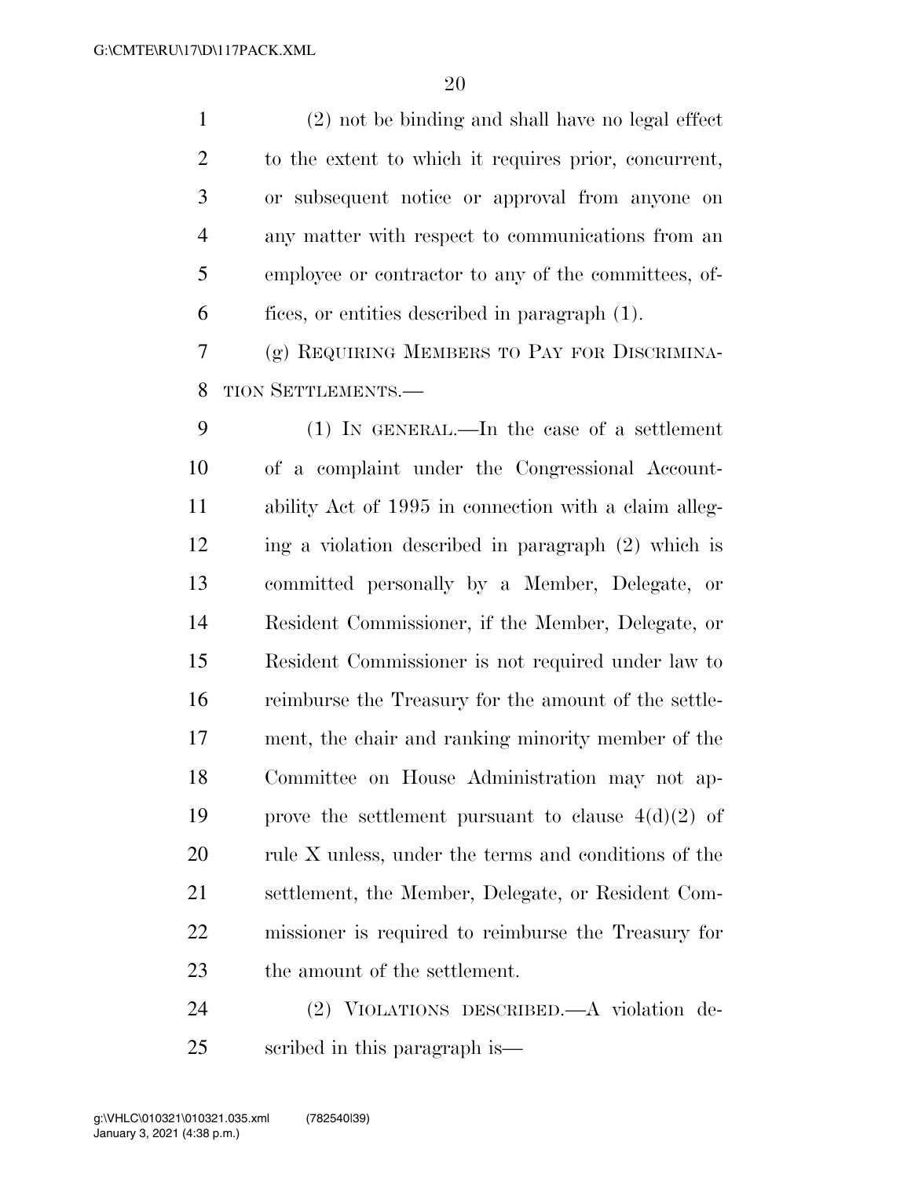(2) not be binding and shall have no legal effect to the extent to which it requires prior, concurrent, or subsequent notice or approval from anyone on any matter with respect to communications from an employee or contractor to any of the committees, offices, or entities described in paragraph (1).

(g) REQUIRING MEMBERS TO PAY FOR DISCRIMINATION SETTLEMENTS.—

(1) IN GENERAL.—In the case of a settlement of a complaint under the Congressional Accountability Act of 1995 in connection with a claim alleging a violation described in paragraph (2) which is committed personally by a Member, Delegate, or Resident Commissioner, if the Member, Delegate, or Resident Commissioner is not required under law to reimburse the Treasury for the amount of the settlement, the chair and ranking minority member of the Committee on House Administration may not approve the settlement pursuant to clause 4(d)(2) of rule X unless, under the terms and conditions of the settlement, the Member, Delegate, or Resident Commissioner is required to reimburse the Treasury for the amount of the settlement.

(2) VIOLATIONS DESCRIBED.—A violation described in this paragraph is—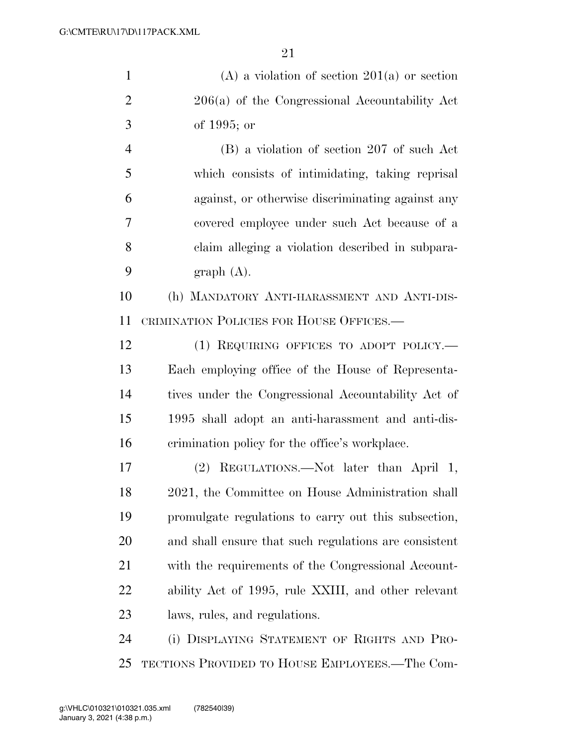(A) a violation of section 201(a) or section 206(a) of the Congressional Accountability Act of 1995; or

(B) a violation of section 207 of such Act which consists of intimidating, taking reprisal against, or otherwise discriminating against any covered employee under such Act because of a claim alleging a violation described in subparagraph (A).

(h) MANDATORY ANTI-HARASSMENT AND ANTI-DISCRIMINATION POLICIES FOR HOUSE OFFICES.—

(1) REQUIRING OFFICES TO ADOPT POLICY.— Each employing office of the House of Representatives under the Congressional Accountability Act of 1995 shall adopt an anti-harassment and anti-discrimination policy for the office's workplace.

(2) REGULATIONS.—Not later than April 1, 2021, the Committee on House Administration shall promulgate regulations to carry out this subsection, and shall ensure that such regulations are consistent with the requirements of the Congressional Accountability Act of 1995, rule XXIII, and other relevant laws, rules, and regulations.

(i) DISPLAYING STATEMENT OF RIGHTS AND PROTECTIONS PROVIDED TO HOUSE EMPLOYEES.—The Com-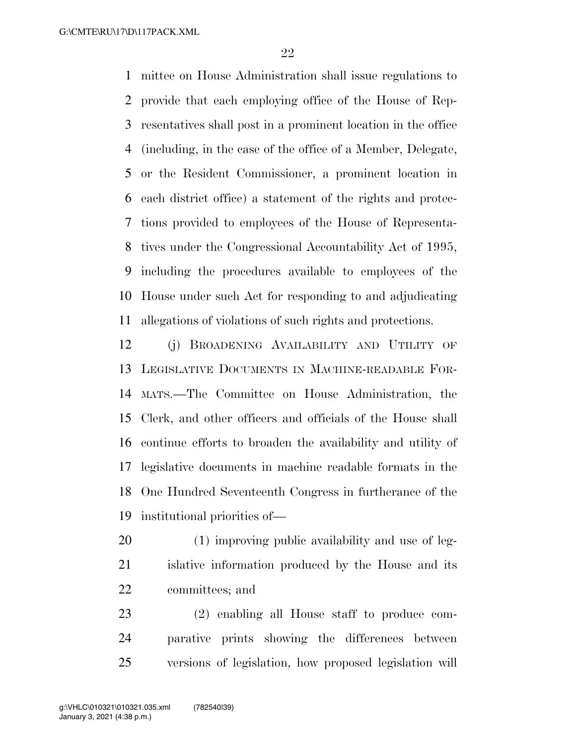mittee on House Administration shall issue regulations to provide that each employing office of the House of Representatives shall post in a prominent location in the office (including, in the case of the office of a Member, Delegate, or the Resident Commissioner, a prominent location in each district office) a statement of the rights and protections provided to employees of the House of Representatives under the Congressional Accountability Act of 1995, including the procedures available to employees of the House under such Act for responding to and adjudicating allegations of violations of such rights and protections.

(j) BROADENING AVAILABILITY AND UTILITY OF LEGISLATIVE DOCUMENTS IN MACHINE-READABLE FORMATS.—The Committee on House Administration, the Clerk, and other officers and officials of the House shall continue efforts to broaden the availability and utility of legislative documents in machine readable formats in the One Hundred Seventeenth Congress in furtherance of the institutional priorities of—

(1) improving public availability and use of legislative information produced by the House and its committees; and

(2) enabling all House staff to produce comparative prints showing the differences between versions of legislation, how proposed legislation will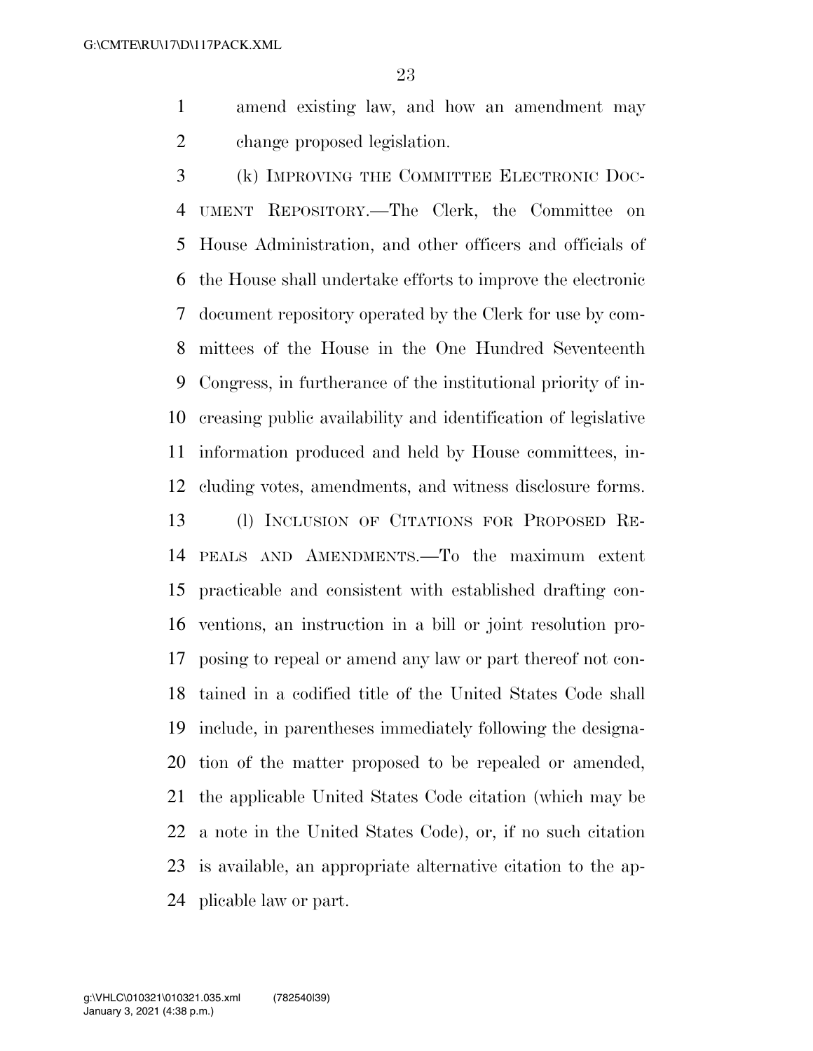amend existing law, and how an amendment may change proposed legislation.

(k) IMPROVING THE COMMITTEE ELECTRONIC DOCUMENT REPOSITORY.—The Clerk, the Committee on House Administration, and other officers and officials of the House shall undertake efforts to improve the electronic document repository operated by the Clerk for use by committees of the House in the One Hundred Seventeenth Congress, in furtherance of the institutional priority of increasing public availability and identification of legislative information produced and held by House committees, including votes, amendments, and witness disclosure forms.

(l) INCLUSION OF CITATIONS FOR PROPOSED REPEALS AND AMENDMENTS.—To the maximum extent practicable and consistent with established drafting conventions, an instruction in a bill or joint resolution proposing to repeal or amend any law or part thereof not contained in a codified title of the United States Code shall include, in parentheses immediately following the designation of the matter proposed to be repealed or amended, the applicable United States Code citation (which may be a note in the United States Code), or, if no such citation is available, an appropriate alternative citation to the applicable law or part.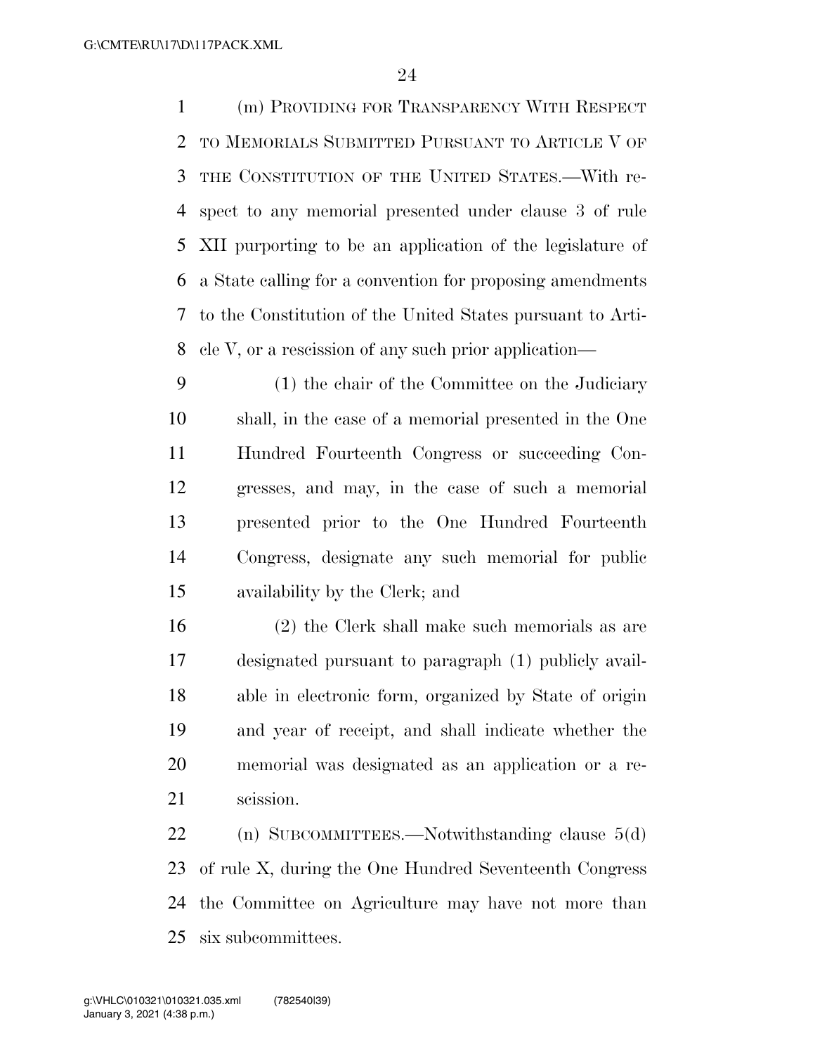(m) PROVIDING FOR TRANSPARENCY WITH RESPECT TO MEMORIALS SUBMITTED PURSUANT TO ARTICLE V OF THE CONSTITUTION OF THE UNITED STATES.—With respect to any memorial presented under clause 3 of rule XII purporting to be an application of the legislature of a State calling for a convention for proposing amendments to the Constitution of the United States pursuant to Article V, or a rescission of any such prior application—

(1) the chair of the Committee on the Judiciary shall, in the case of a memorial presented in the One Hundred Fourteenth Congress or succeeding Congresses, and may, in the case of such a memorial presented prior to the One Hundred Fourteenth Congress, designate any such memorial for public availability by the Clerk; and

(2) the Clerk shall make such memorials as are designated pursuant to paragraph (1) publicly available in electronic form, organized by State of origin and year of receipt, and shall indicate whether the memorial was designated as an application or a rescission.

(n) SUBCOMMITTEES.—Notwithstanding clause 5(d) of rule X, during the One Hundred Seventeenth Congress the Committee on Agriculture may have not more than six subcommittees.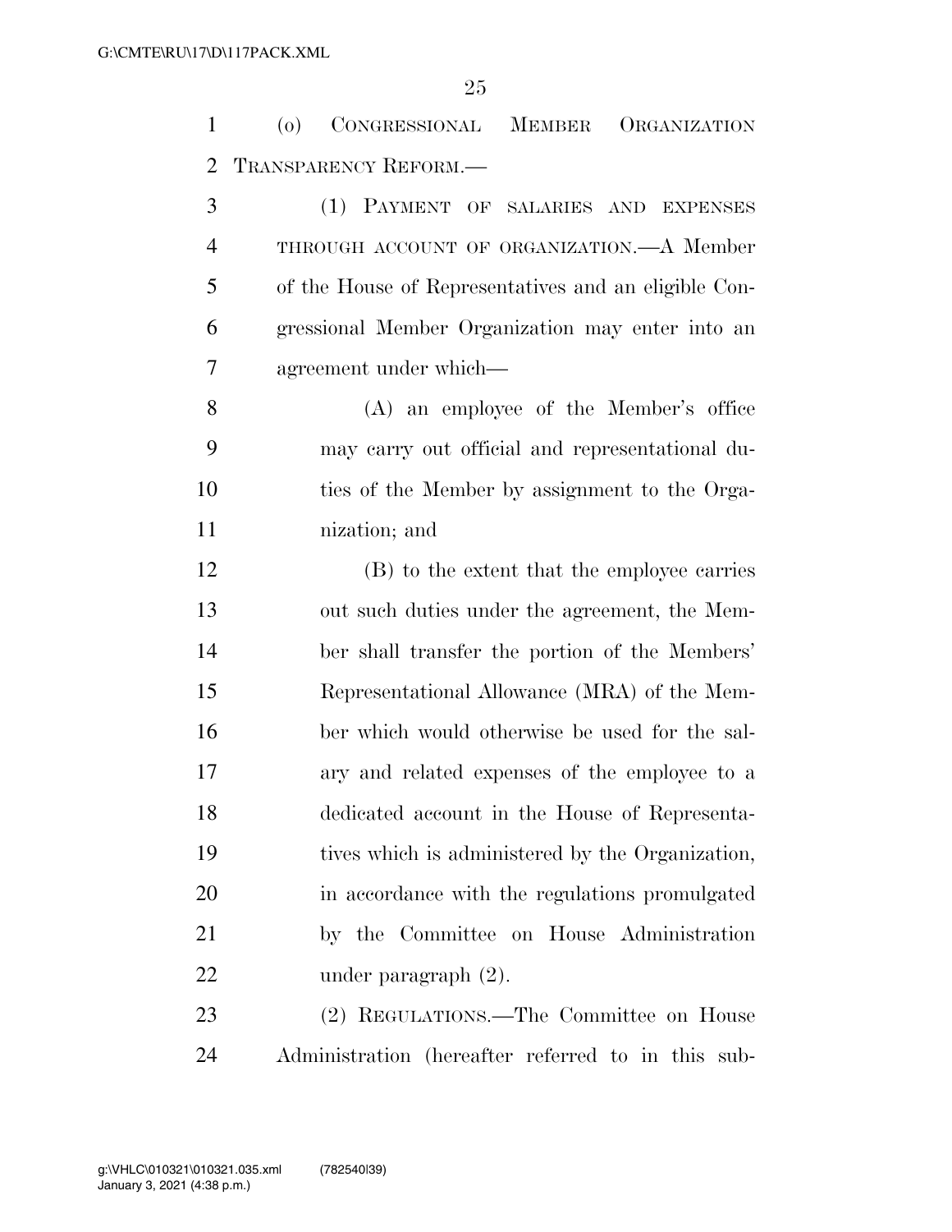(o) CONGRESSIONAL MEMBER ORGANIZATION TRANSPARENCY REFORM.—

(1) PAYMENT OF SALARIES AND EXPENSES THROUGH ACCOUNT OF ORGANIZATION.—A Member of the House of Representatives and an eligible Congressional Member Organization may enter into an agreement under which—

(A) an employee of the Member's office may carry out official and representational duties of the Member by assignment to the Organization; and

(B) to the extent that the employee carries out such duties under the agreement, the Member shall transfer the portion of the Members' Representational Allowance (MRA) of the Member which would otherwise be used for the salary and related expenses of the employee to a dedicated account in the House of Representatives which is administered by the Organization, in accordance with the regulations promulgated by the Committee on House Administration under paragraph (2).

(2) REGULATIONS.—The Committee on House Administration (hereafter referred to in this sub-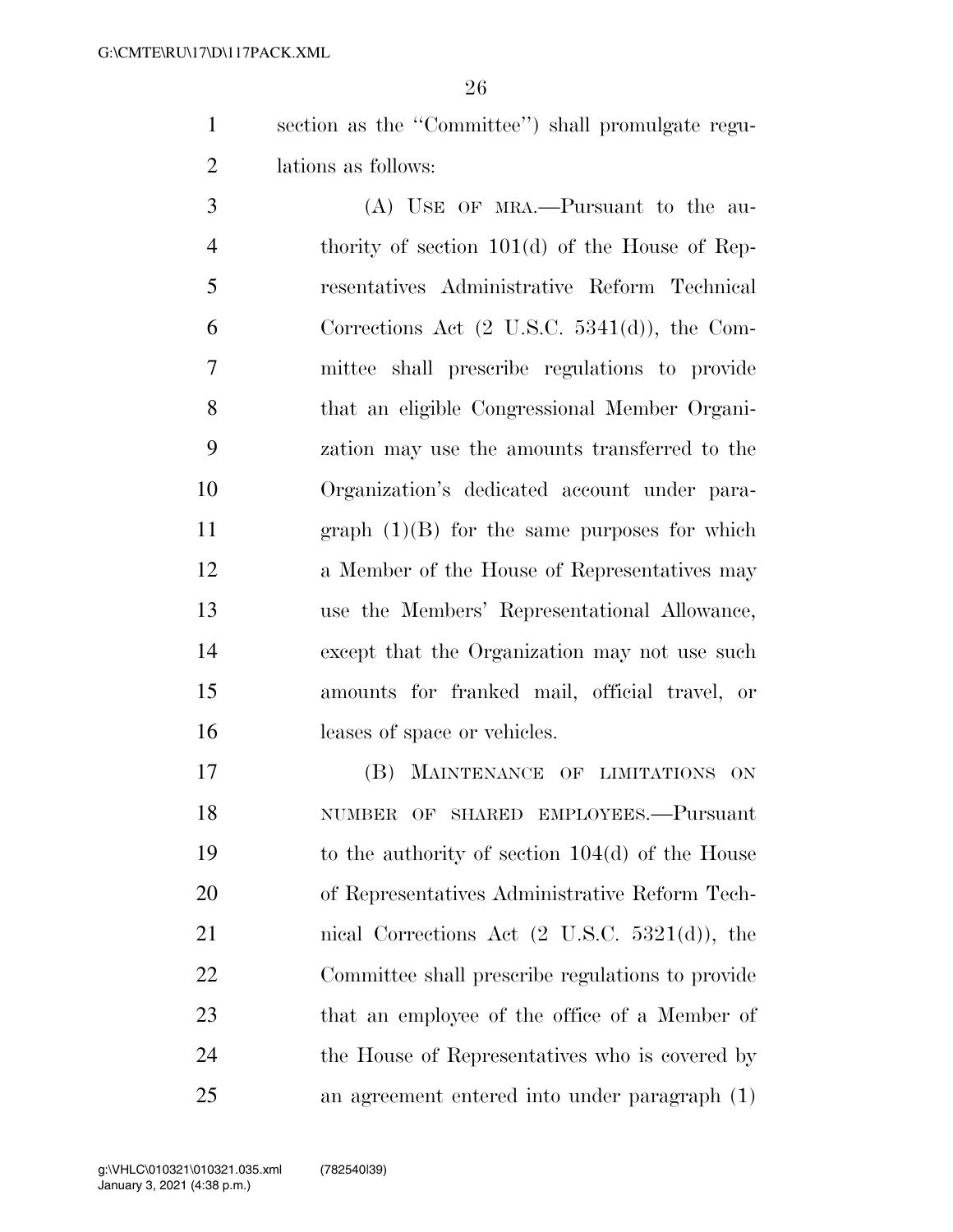section as the "Committee") shall promulgate regulations as follows:

(A) USE OF MRA.—Pursuant to the authority of section 101(d) of the House of Representatives Administrative Reform Technical Corrections Act (2 U.S.C. 5341(d)), the Committee shall prescribe regulations to provide that an eligible Congressional Member Organization may use the amounts transferred to the Organization's dedicated account under paragraph (1)(B) for the same purposes for which a Member of the House of Representatives may use the Members' Representational Allowance, except that the Organization may not use such amounts for franked mail, official travel, or leases of space or vehicles.

(B) MAINTENANCE OF LIMITATIONS ON NUMBER OF SHARED EMPLOYEES.—Pursuant to the authority of section 104(d) of the House of Representatives Administrative Reform Technical Corrections Act (2 U.S.C. 5321(d)), the Committee shall prescribe regulations to provide that an employee of the office of a Member of the House of Representatives who is covered by an agreement entered into under paragraph (1)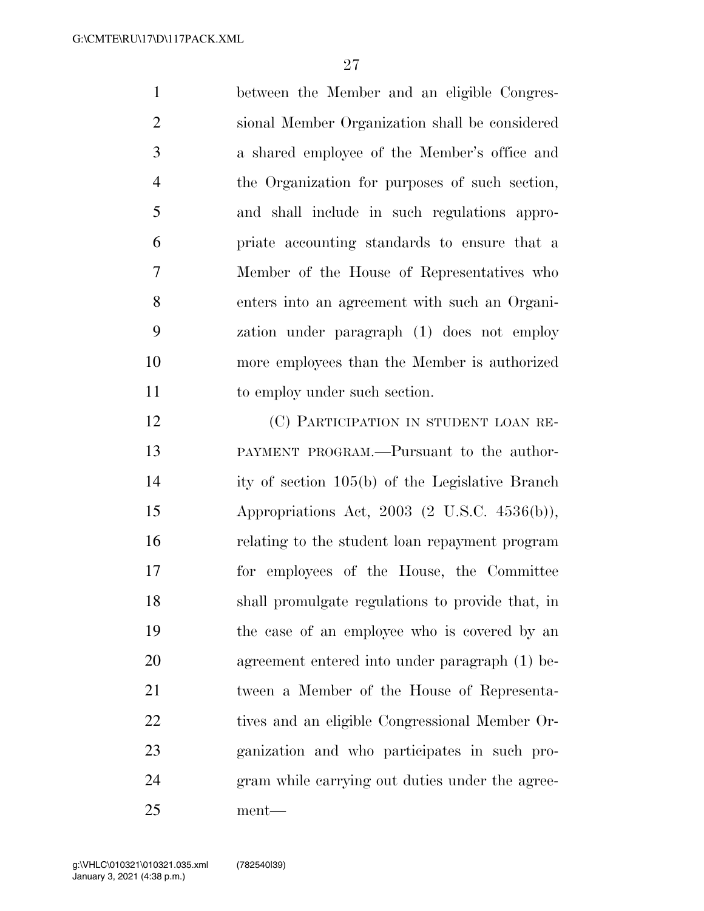between the Member and an eligible Congressional Member Organization shall be considered a shared employee of the Member's office and the Organization for purposes of such section, and shall include in such regulations appropriate accounting standards to ensure that a Member of the House of Representatives who enters into an agreement with such an Organization under paragraph (1) does not employ more employees than the Member is authorized to employ under such section.

(C) PARTICIPATION IN STUDENT LOAN REPAYMENT PROGRAM.—Pursuant to the authority of section 105(b) of the Legislative Branch Appropriations Act, 2003 (2 U.S.C. 4536(b)), relating to the student loan repayment program for employees of the House, the Committee shall promulgate regulations to provide that, in the case of an employee who is covered by an agreement entered into under paragraph (1) between a Member of the House of Representatives and an eligible Congressional Member Organization and who participates in such program while carrying out duties under the agreement—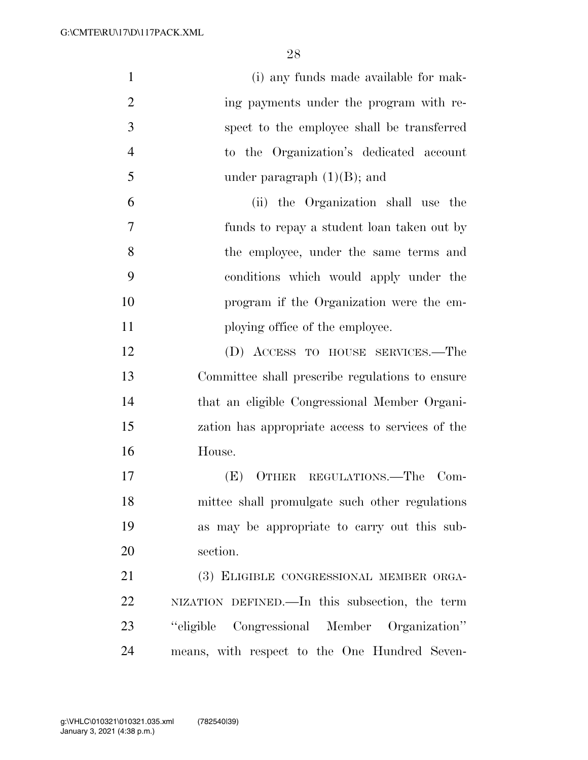(i) any funds made available for making payments under the program with respect to the employee shall be transferred to the Organization's dedicated account under paragraph (1)(B); and

(ii) the Organization shall use the funds to repay a student loan taken out by the employee, under the same terms and conditions which would apply under the program if the Organization were the employing office of the employee.

(D) ACCESS TO HOUSE SERVICES.—The Committee shall prescribe regulations to ensure that an eligible Congressional Member Organization has appropriate access to services of the House.

(E) OTHER REGULATIONS.—The Committee shall promulgate such other regulations as may be appropriate to carry out this subsection.

(3) ELIGIBLE CONGRESSIONAL MEMBER ORGANIZATION DEFINED.—In this subsection, the term "eligible Congressional Member Organization" means, with respect to the One Hundred Seven-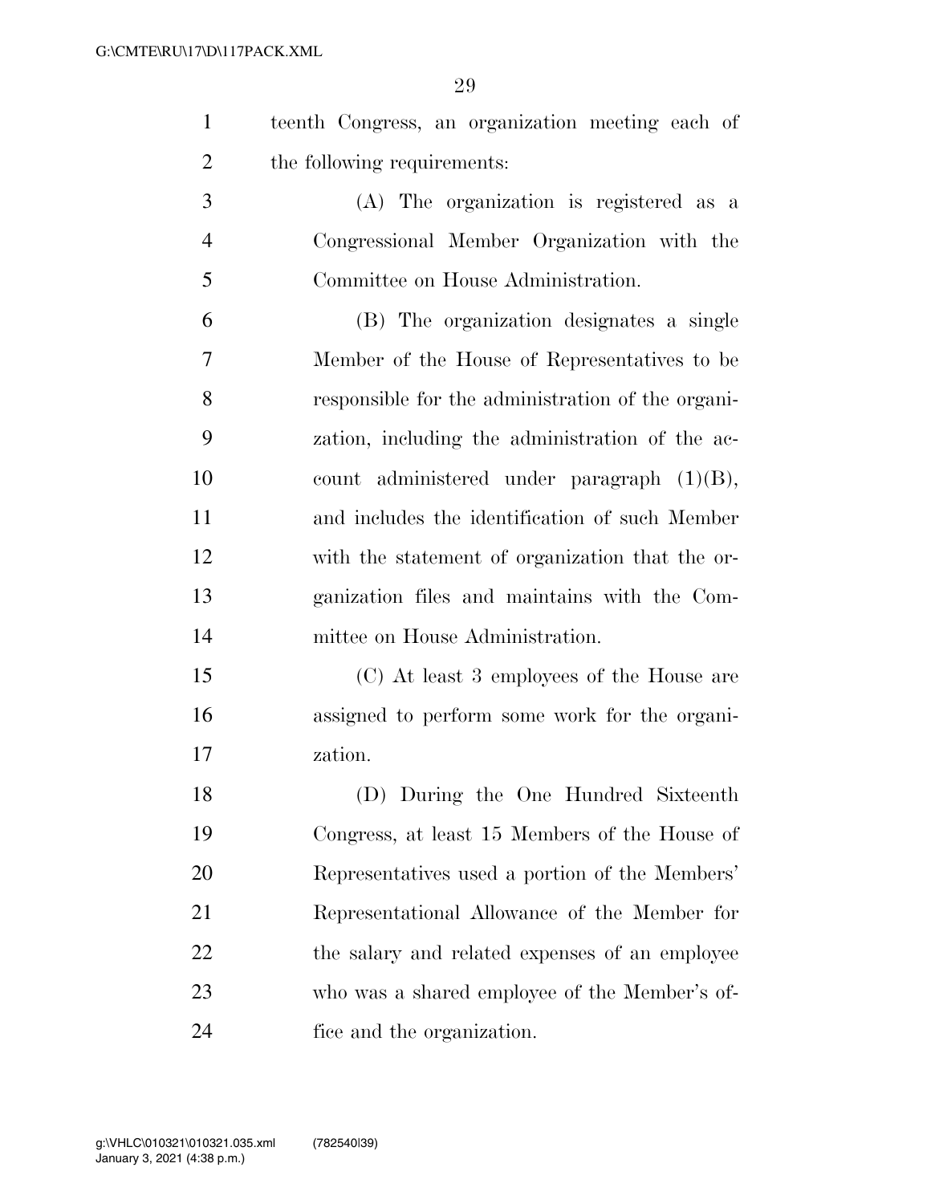teenth Congress, an organization meeting each of the following requirements:

(A) The organization is registered as a Congressional Member Organization with the Committee on House Administration.

(B) The organization designates a single Member of the House of Representatives to be responsible for the administration of the organization, including the administration of the account administered under paragraph (1)(B), and includes the identification of such Member with the statement of organization that the organization files and maintains with the Committee on House Administration.

(C) At least 3 employees of the House are assigned to perform some work for the organization.

(D) During the One Hundred Sixteenth Congress, at least 15 Members of the House of Representatives used a portion of the Members' Representational Allowance of the Member for the salary and related expenses of an employee who was a shared employee of the Member's office and the organization.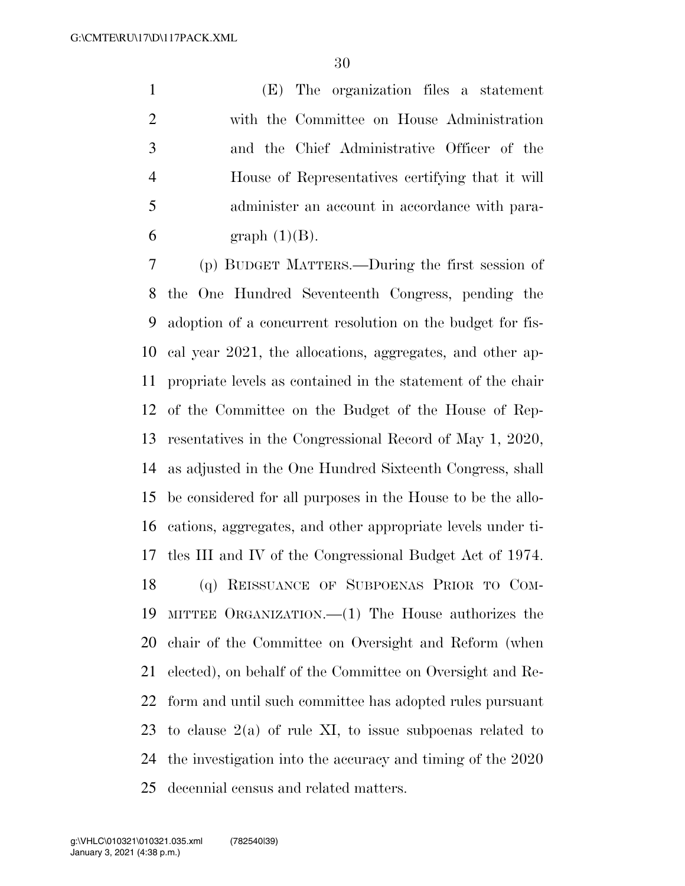(E) The organization files a statement with the Committee on House Administration and the Chief Administrative Officer of the House of Representatives certifying that it will administer an account in accordance with paragraph (1)(B).

(p) BUDGET MATTERS.—During the first session of the One Hundred Seventeenth Congress, pending the adoption of a concurrent resolution on the budget for fiscal year 2021, the allocations, aggregates, and other appropriate levels as contained in the statement of the chair of the Committee on the Budget of the House of Representatives in the Congressional Record of May 1, 2020, as adjusted in the One Hundred Sixteenth Congress, shall be considered for all purposes in the House to be the allocations, aggregates, and other appropriate levels under titles III and IV of the Congressional Budget Act of 1974.

(q) REISSUANCE OF SUBPOENAS PRIOR TO COMMITTEE ORGANIZATION.—(1) The House authorizes the chair of the Committee on Oversight and Reform (when elected), on behalf of the Committee on Oversight and Reform and until such committee has adopted rules pursuant to clause 2(a) of rule XI, to issue subpoenas related to the investigation into the accuracy and timing of the 2020 decennial census and related matters.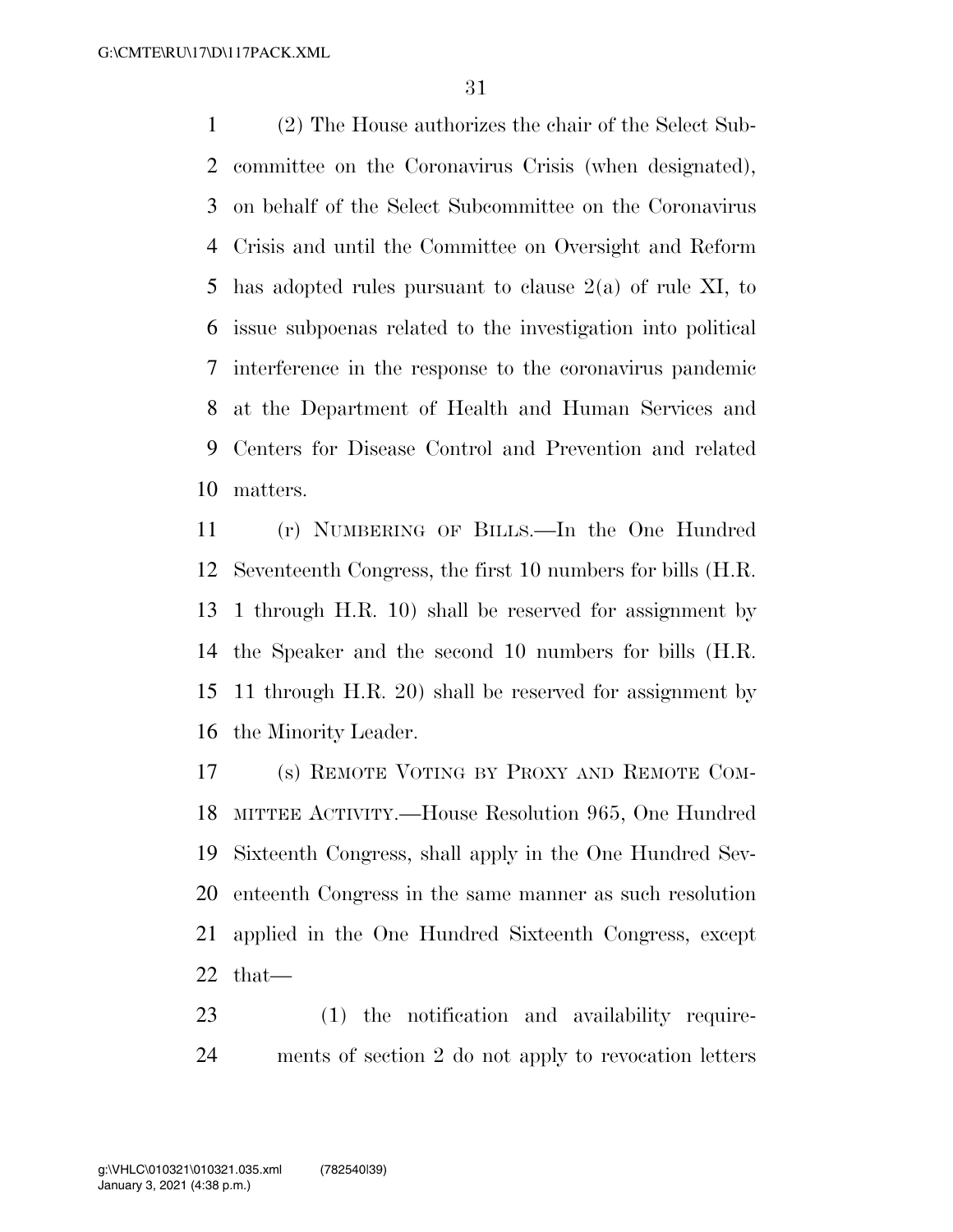(2) The House authorizes the chair of the Select Subcommittee on the Coronavirus Crisis (when designated), on behalf of the Select Subcommittee on the Coronavirus Crisis and until the Committee on Oversight and Reform has adopted rules pursuant to clause 2(a) of rule XI, to issue subpoenas related to the investigation into political interference in the response to the coronavirus pandemic at the Department of Health and Human Services and Centers for Disease Control and Prevention and related matters.

(r) NUMBERING OF BILLS.—In the One Hundred Seventeenth Congress, the first 10 numbers for bills (H.R. 1 through H.R. 10) shall be reserved for assignment by the Speaker and the second 10 numbers for bills (H.R. 11 through H.R. 20) shall be reserved for assignment by the Minority Leader.

(s) REMOTE VOTING BY PROXY AND REMOTE COMMITTEE ACTIVITY.—House Resolution 965, One Hundred Sixteenth Congress, shall apply in the One Hundred Seventeenth Congress in the same manner as such resolution applied in the One Hundred Sixteenth Congress, except that—

(1) the notification and availability requirements of section 2 do not apply to revocation letters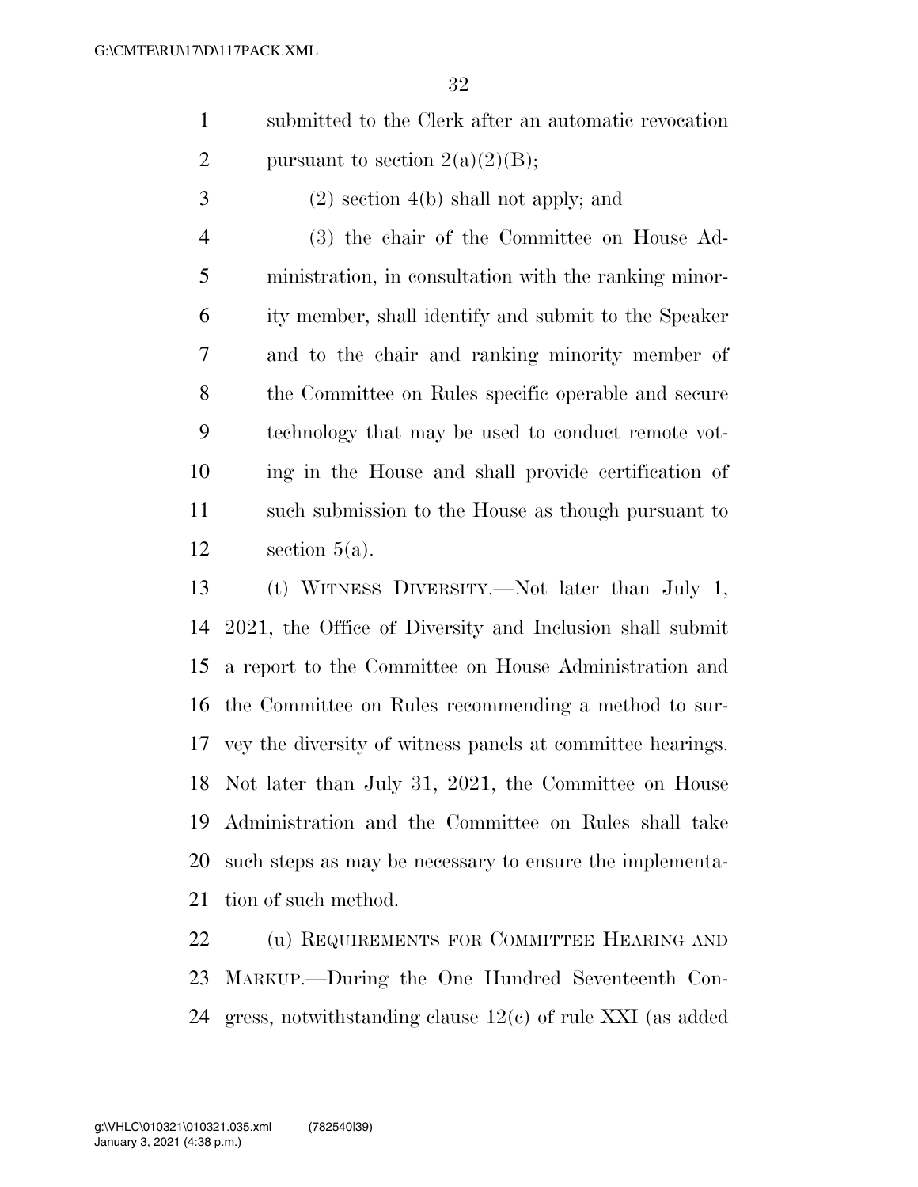submitted to the Clerk after an automatic revocation pursuant to section 2(a)(2)(B);

(2) section 4(b) shall not apply; and

(3) the chair of the Committee on House Administration, in consultation with the ranking minority member, shall identify and submit to the Speaker and to the chair and ranking minority member of the Committee on Rules specific operable and secure technology that may be used to conduct remote voting in the House and shall provide certification of such submission to the House as though pursuant to section 5(a).

(t) WITNESS DIVERSITY.—Not later than July 1, 2021, the Office of Diversity and Inclusion shall submit a report to the Committee on House Administration and the Committee on Rules recommending a method to survey the diversity of witness panels at committee hearings. Not later than July 31, 2021, the Committee on House Administration and the Committee on Rules shall take such steps as may be necessary to ensure the implementation of such method.

(u) REQUIREMENTS FOR COMMITTEE HEARING AND MARKUP.—During the One Hundred Seventeenth Congress, notwithstanding clause 12(c) of rule XXI (as added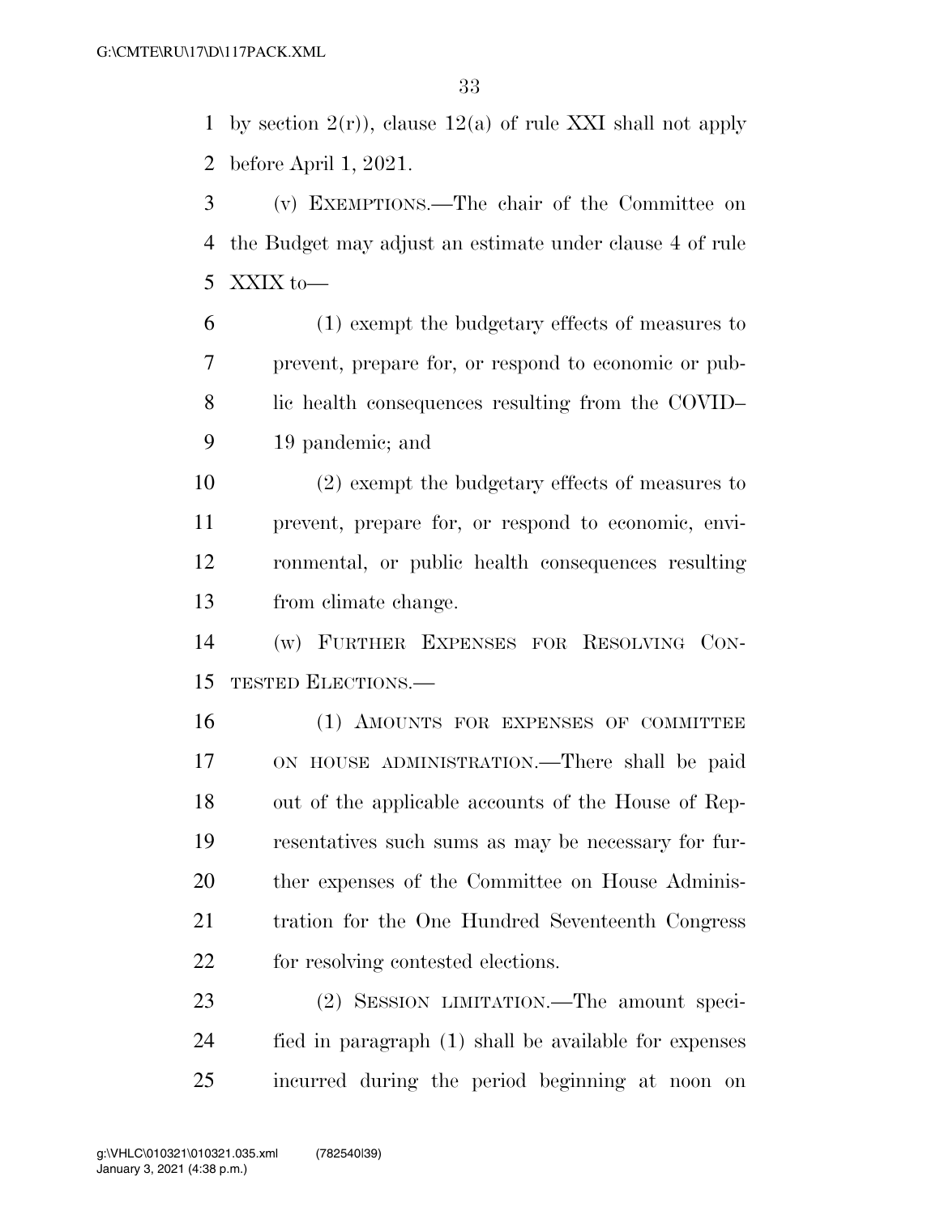by section 2(r)), clause 12(a) of rule XXI shall not apply before April 1, 2021.

(v) EXEMPTIONS.—The chair of the Committee on the Budget may adjust an estimate under clause 4 of rule XXIX to—

(1) exempt the budgetary effects of measures to prevent, prepare for, or respond to economic or public health consequences resulting from the COVID–19 pandemic; and

(2) exempt the budgetary effects of measures to prevent, prepare for, or respond to economic, environmental, or public health consequences resulting from climate change.

(w) FURTHER EXPENSES FOR RESOLVING CONTESTED ELECTIONS.—

(1) AMOUNTS FOR EXPENSES OF COMMITTEE ON HOUSE ADMINISTRATION.—There shall be paid out of the applicable accounts of the House of Representatives such sums as may be necessary for further expenses of the Committee on House Administration for the One Hundred Seventeenth Congress for resolving contested elections.

(2) SESSION LIMITATION.—The amount specified in paragraph (1) shall be available for expenses incurred during the period beginning at noon on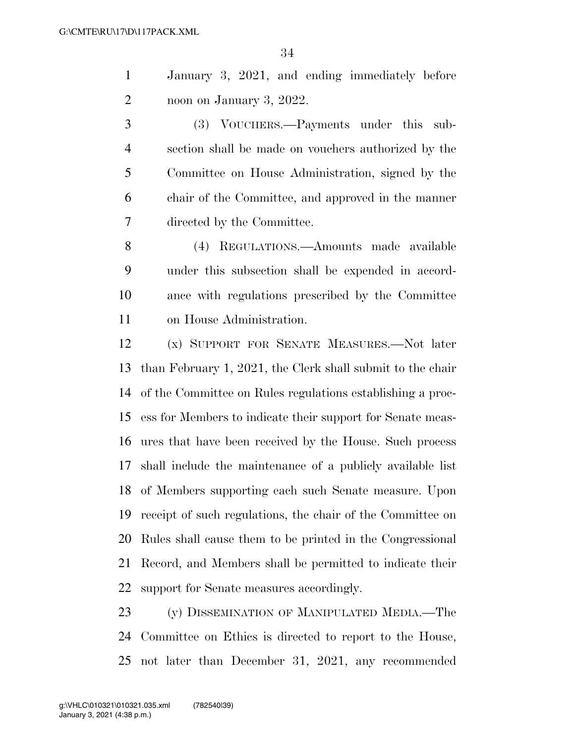January 3, 2021, and ending immediately before noon on January 3, 2022.

(3) VOUCHERS.—Payments under this subsection shall be made on vouchers authorized by the Committee on House Administration, signed by the chair of the Committee, and approved in the manner directed by the Committee.

(4) REGULATIONS.—Amounts made available under this subsection shall be expended in accordance with regulations prescribed by the Committee on House Administration.

(x) SUPPORT FOR SENATE MEASURES.—Not later than February 1, 2021, the Clerk shall submit to the chair of the Committee on Rules regulations establishing a process for Members to indicate their support for Senate measures that have been received by the House. Such process shall include the maintenance of a publicly available list of Members supporting each such Senate measure. Upon receipt of such regulations, the chair of the Committee on Rules shall cause them to be printed in the Congressional Record, and Members shall be permitted to indicate their support for Senate measures accordingly.

(y) DISSEMINATION OF MANIPULATED MEDIA.—The Committee on Ethics is directed to report to the House, not later than December 31, 2021, any recommended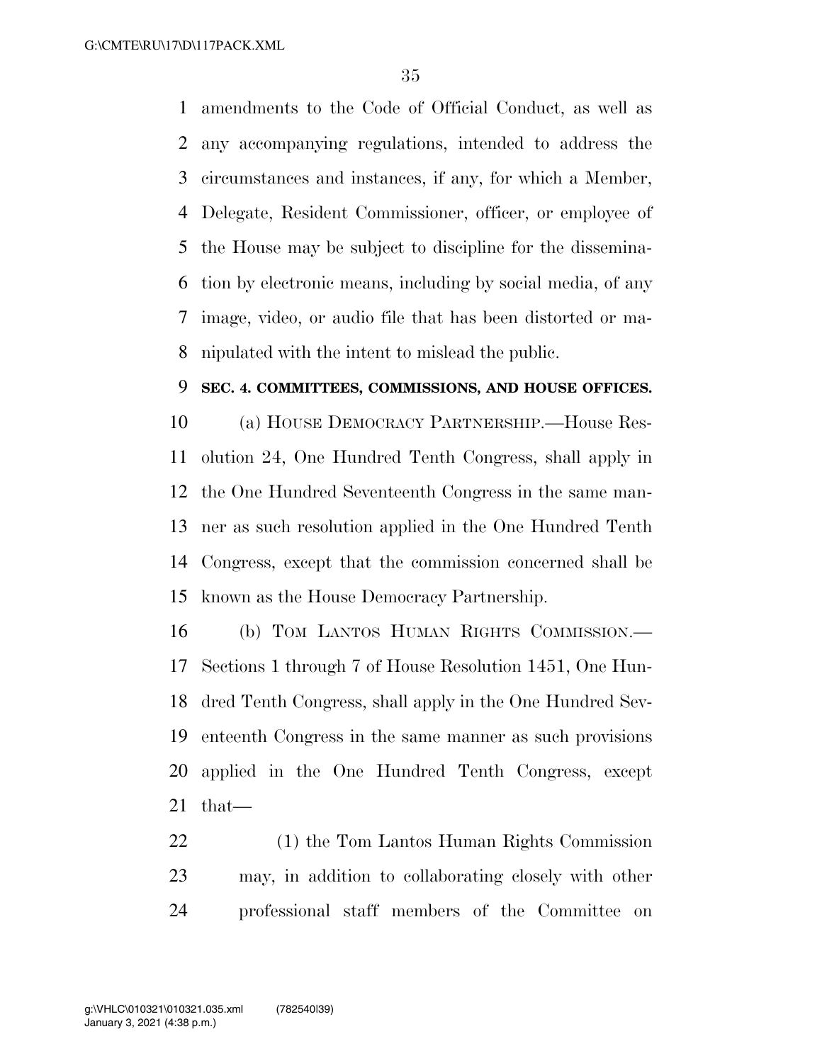amendments to the Code of Official Conduct, as well as any accompanying regulations, intended to address the circumstances and instances, if any, for which a Member, Delegate, Resident Commissioner, officer, or employee of the House may be subject to discipline for the dissemination by electronic means, including by social media, of any image, video, or audio file that has been distorted or manipulated with the intent to mislead the public.

**SEC. 4. COMMITTEES, COMMISSIONS, AND HOUSE OFFICES.**

(a) HOUSE DEMOCRACY PARTNERSHIP.—House Resolution 24, One Hundred Tenth Congress, shall apply in the One Hundred Seventeenth Congress in the same manner as such resolution applied in the One Hundred Tenth Congress, except that the commission concerned shall be known as the House Democracy Partnership.

(b) TOM LANTOS HUMAN RIGHTS COMMISSION.—Sections 1 through 7 of House Resolution 1451, One Hundred Tenth Congress, shall apply in the One Hundred Seventeenth Congress in the same manner as such provisions applied in the One Hundred Tenth Congress, except that—

(1) the Tom Lantos Human Rights Commission may, in addition to collaborating closely with other professional staff members of the Committee on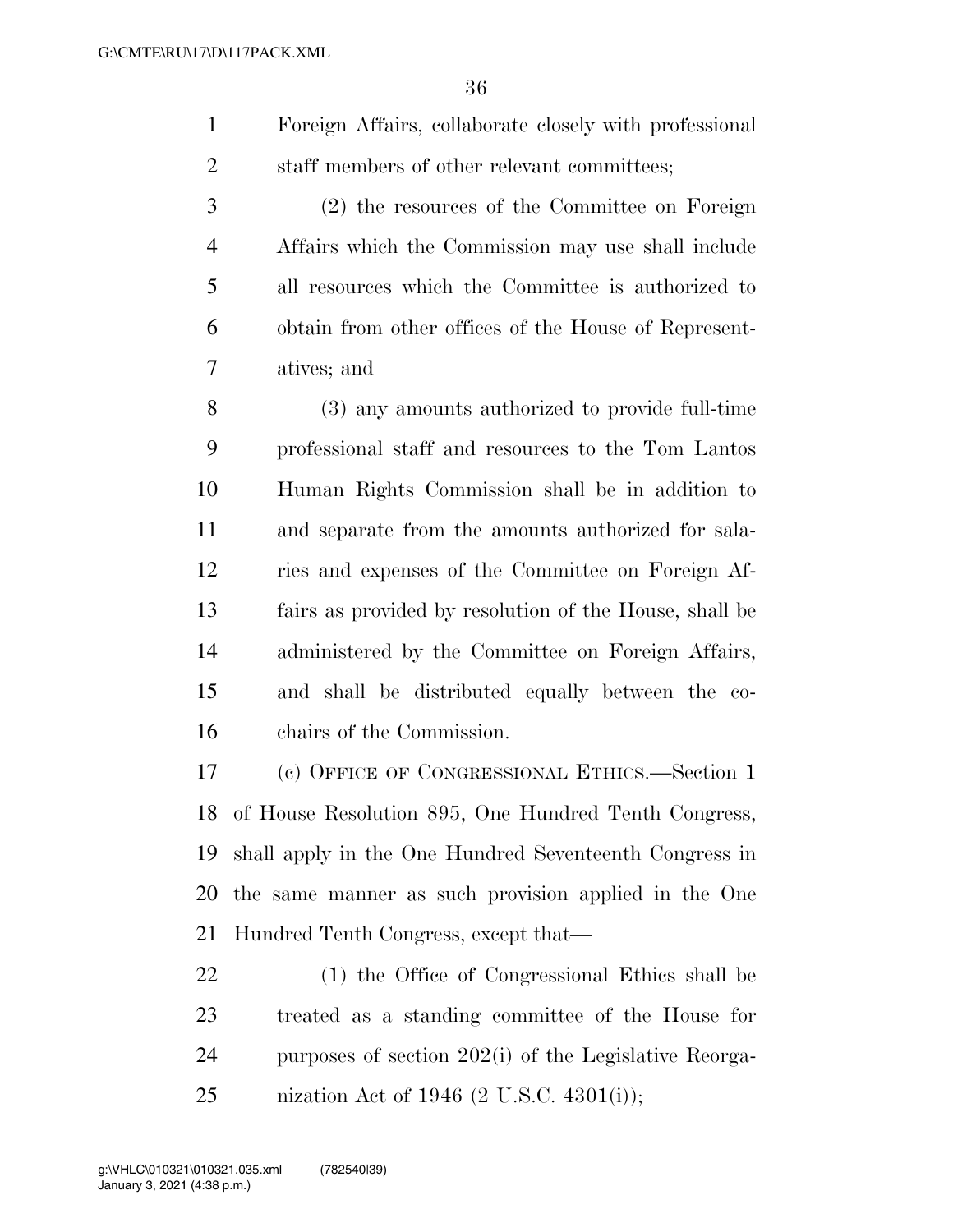Foreign Affairs, collaborate closely with professional staff members of other relevant committees;

(2) the resources of the Committee on Foreign Affairs which the Commission may use shall include all resources which the Committee is authorized to obtain from other offices of the House of Representatives; and

(3) any amounts authorized to provide full-time professional staff and resources to the Tom Lantos Human Rights Commission shall be in addition to and separate from the amounts authorized for salaries and expenses of the Committee on Foreign Affairs as provided by resolution of the House, shall be administered by the Committee on Foreign Affairs, and shall be distributed equally between the co-chairs of the Commission.

(c) OFFICE OF CONGRESSIONAL ETHICS.—Section 1 of House Resolution 895, One Hundred Tenth Congress, shall apply in the One Hundred Seventeenth Congress in the same manner as such provision applied in the One Hundred Tenth Congress, except that—

(1) the Office of Congressional Ethics shall be treated as a standing committee of the House for purposes of section 202(i) of the Legislative Reorganization Act of 1946 (2 U.S.C. 4301(i));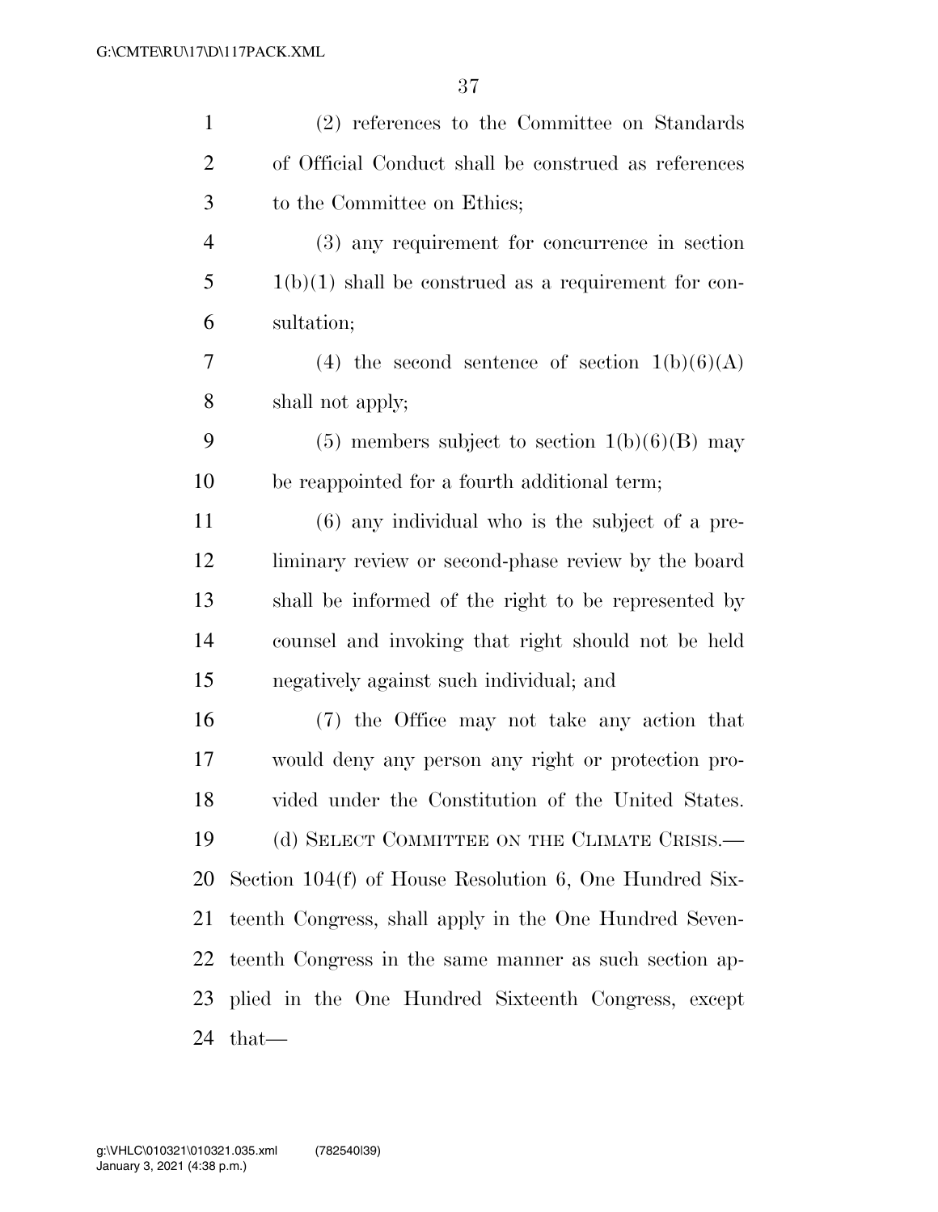(2) references to the Committee on Standards of Official Conduct shall be construed as references to the Committee on Ethics;

(3) any requirement for concurrence in section 1(b)(1) shall be construed as a requirement for consultation;

(4) the second sentence of section 1(b)(6)(A) shall not apply;

(5) members subject to section 1(b)(6)(B) may be reappointed for a fourth additional term;

(6) any individual who is the subject of a preliminary review or second-phase review by the board shall be informed of the right to be represented by counsel and invoking that right should not be held negatively against such individual; and

(7) the Office may not take any action that would deny any person any right or protection provided under the Constitution of the United States.

(d) SELECT COMMITTEE ON THE CLIMATE CRISIS.—Section 104(f) of House Resolution 6, One Hundred Sixteenth Congress, shall apply in the One Hundred Seventeenth Congress in the same manner as such section applied in the One Hundred Sixteenth Congress, except that—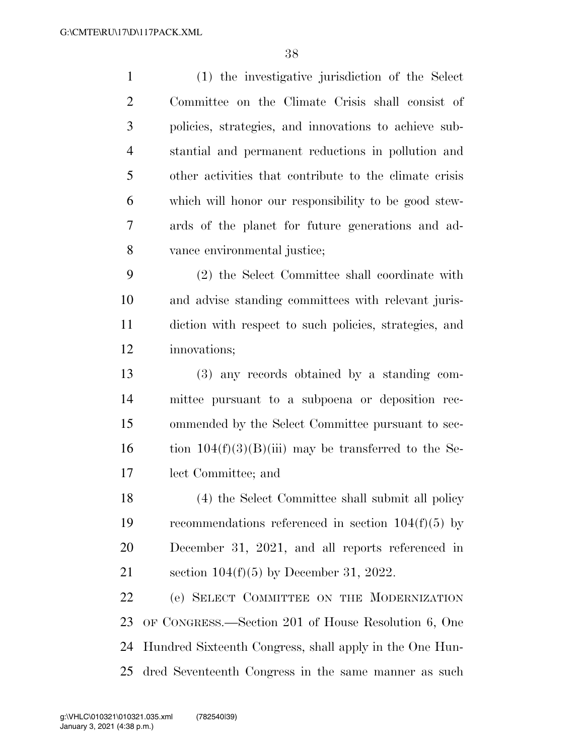(1) the investigative jurisdiction of the Select Committee on the Climate Crisis shall consist of policies, strategies, and innovations to achieve substantial and permanent reductions in pollution and other activities that contribute to the climate crisis which will honor our responsibility to be good stewards of the planet for future generations and advance environmental justice;

(2) the Select Committee shall coordinate with and advise standing committees with relevant jurisdiction with respect to such policies, strategies, and innovations;

(3) any records obtained by a standing committee pursuant to a subpoena or deposition recommended by the Select Committee pursuant to section 104(f)(3)(B)(iii) may be transferred to the Select Committee; and

(4) the Select Committee shall submit all policy recommendations referenced in section 104(f)(5) by December 31, 2021, and all reports referenced in section 104(f)(5) by December 31, 2022.

(e) SELECT COMMITTEE ON THE MODERNIZATION OF CONGRESS.—Section 201 of House Resolution 6, One Hundred Sixteenth Congress, shall apply in the One Hundred Seventeenth Congress in the same manner as such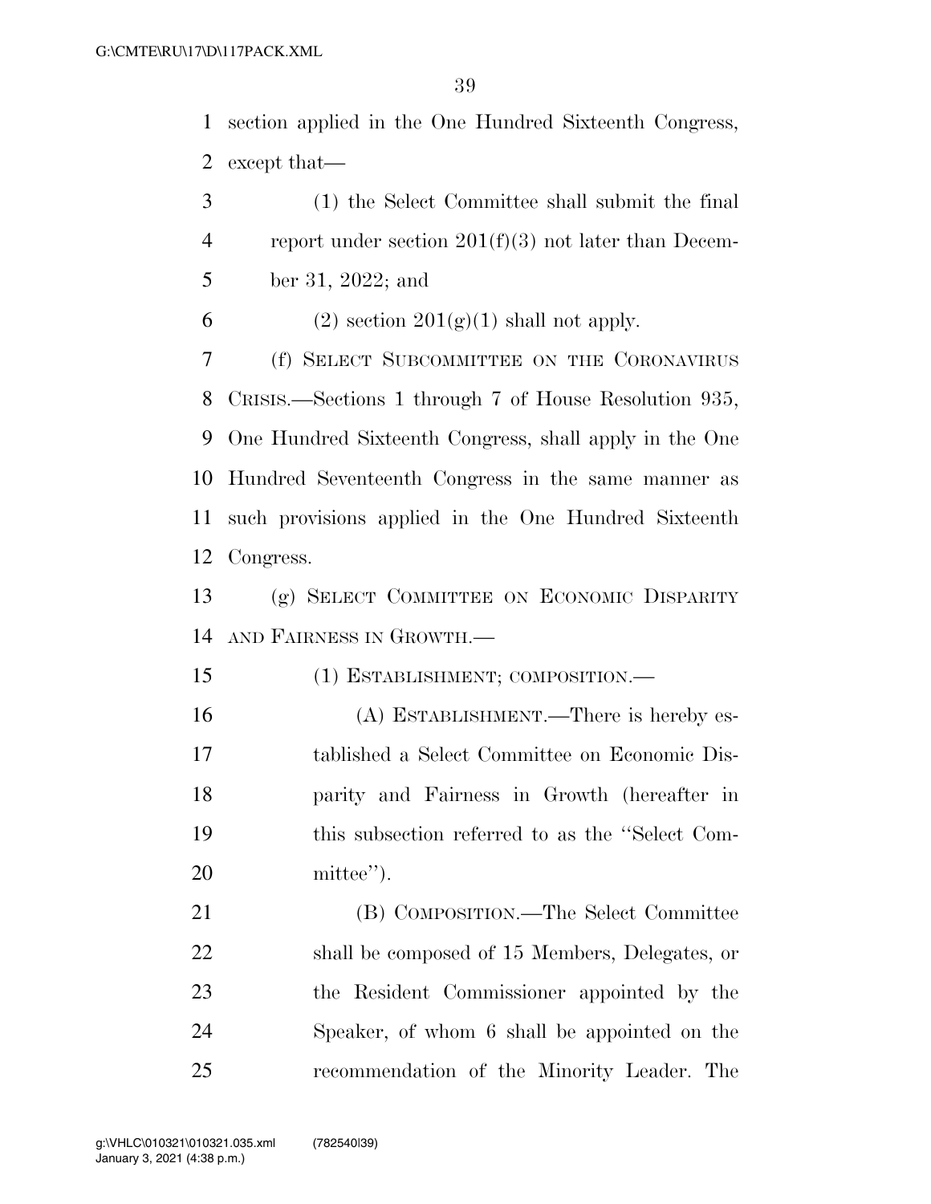section applied in the One Hundred Sixteenth Congress, except that—

(1) the Select Committee shall submit the final report under section 201(f)(3) not later than December 31, 2022; and

(2) section 201(g)(1) shall not apply.

(f) SELECT SUBCOMMITTEE ON THE CORONAVIRUS CRISIS.—Sections 1 through 7 of House Resolution 935, One Hundred Sixteenth Congress, shall apply in the One Hundred Seventeenth Congress in the same manner as such provisions applied in the One Hundred Sixteenth Congress.

(g) SELECT COMMITTEE ON ECONOMIC DISPARITY AND FAIRNESS IN GROWTH.—

(1) ESTABLISHMENT; COMPOSITION.—

(A) ESTABLISHMENT.—There is hereby established a Select Committee on Economic Disparity and Fairness in Growth (hereafter in this subsection referred to as the "Select Committee").

(B) COMPOSITION.—The Select Committee shall be composed of 15 Members, Delegates, or the Resident Commissioner appointed by the Speaker, of whom 6 shall be appointed on the recommendation of the Minority Leader. The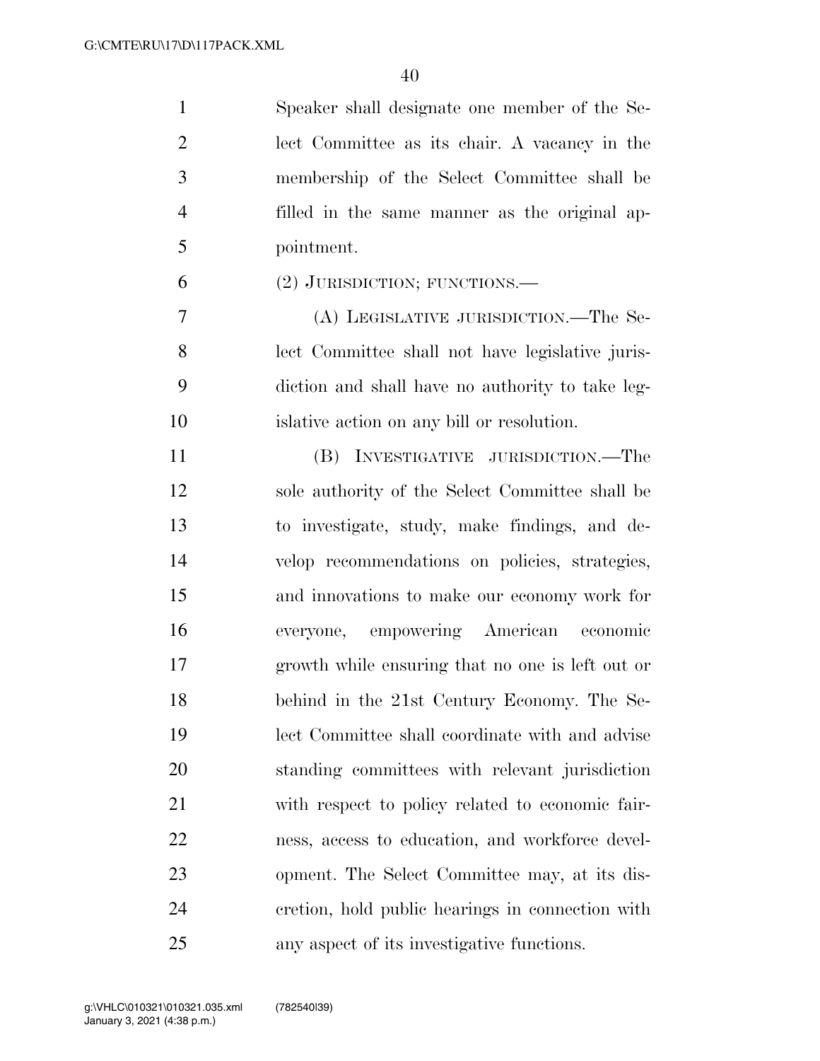Speaker shall designate one member of the Select Committee as its chair. A vacancy in the membership of the Select Committee shall be filled in the same manner as the original appointment.

(2) JURISDICTION; FUNCTIONS.—

(A) LEGISLATIVE JURISDICTION.—The Select Committee shall not have legislative jurisdiction and shall have no authority to take legislative action on any bill or resolution.

(B) INVESTIGATIVE JURISDICTION.—The sole authority of the Select Committee shall be to investigate, study, make findings, and develop recommendations on policies, strategies, and innovations to make our economy work for everyone, empowering American economic growth while ensuring that no one is left out or behind in the 21st Century Economy. The Select Committee shall coordinate with and advise standing committees with relevant jurisdiction with respect to policy related to economic fairness, access to education, and workforce development. The Select Committee may, at its discretion, hold public hearings in connection with any aspect of its investigative functions.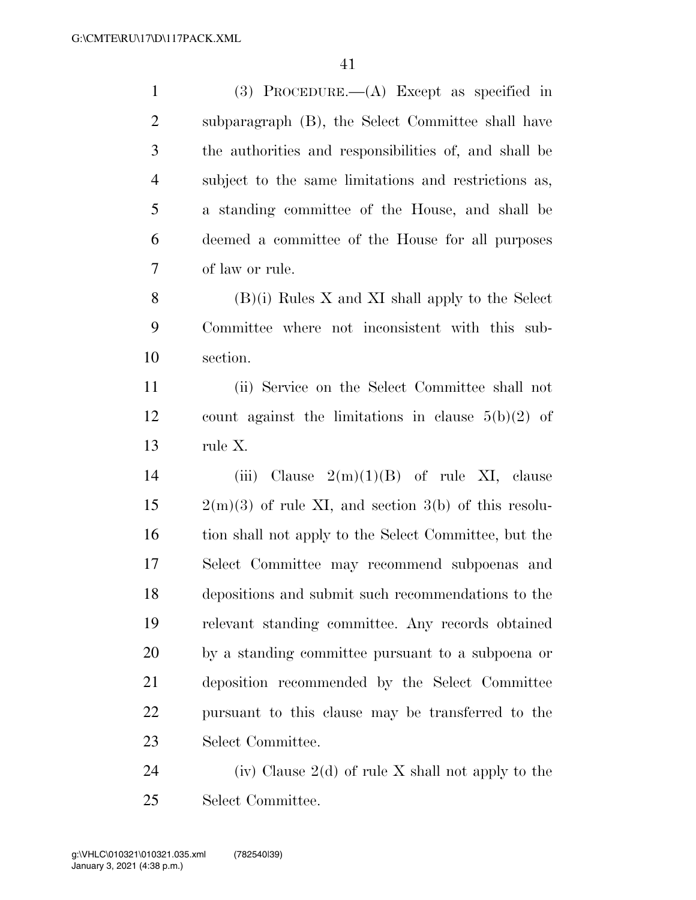(3) PROCEDURE.—(A) Except as specified in subparagraph (B), the Select Committee shall have the authorities and responsibilities of, and shall be subject to the same limitations and restrictions as, a standing committee of the House, and shall be deemed a committee of the House for all purposes of law or rule.

(B)(i) Rules X and XI shall apply to the Select Committee where not inconsistent with this subsection.

(ii) Service on the Select Committee shall not count against the limitations in clause 5(b)(2) of rule X.

(iii) Clause 2(m)(1)(B) of rule XI, clause 2(m)(3) of rule XI, and section 3(b) of this resolution shall not apply to the Select Committee, but the Select Committee may recommend subpoenas and depositions and submit such recommendations to the relevant standing committee. Any records obtained by a standing committee pursuant to a subpoena or deposition recommended by the Select Committee pursuant to this clause may be transferred to the Select Committee.

(iv) Clause 2(d) of rule X shall not apply to the Select Committee.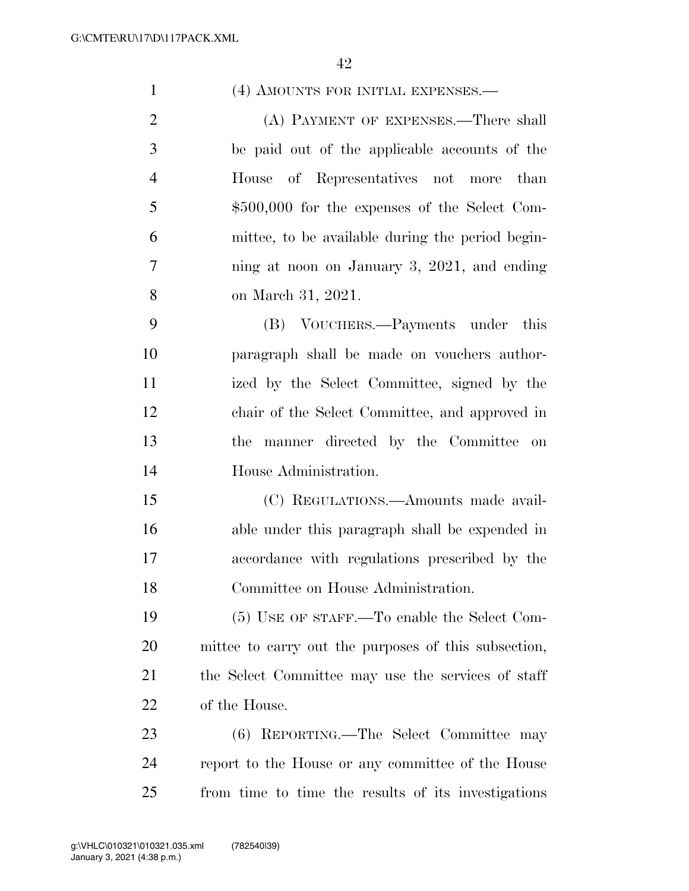(4) AMOUNTS FOR INITIAL EXPENSES.—

(A) PAYMENT OF EXPENSES.—There shall be paid out of the applicable accounts of the House of Representatives not more than $500,000 for the expenses of the Select Committee, to be available during the period beginning at noon on January 3, 2021, and ending on March 31, 2021.

(B) VOUCHERS.—Payments under this paragraph shall be made on vouchers authorized by the Select Committee, signed by the chair of the Select Committee, and approved in the manner directed by the Committee on House Administration.

(C) REGULATIONS.—Amounts made available under this paragraph shall be expended in accordance with regulations prescribed by the Committee on House Administration.

(5) USE OF STAFF.—To enable the Select Committee to carry out the purposes of this subsection, the Select Committee may use the services of staff of the House.

(6) REPORTING.—The Select Committee may report to the House or any committee of the House from time to time the results of its investigations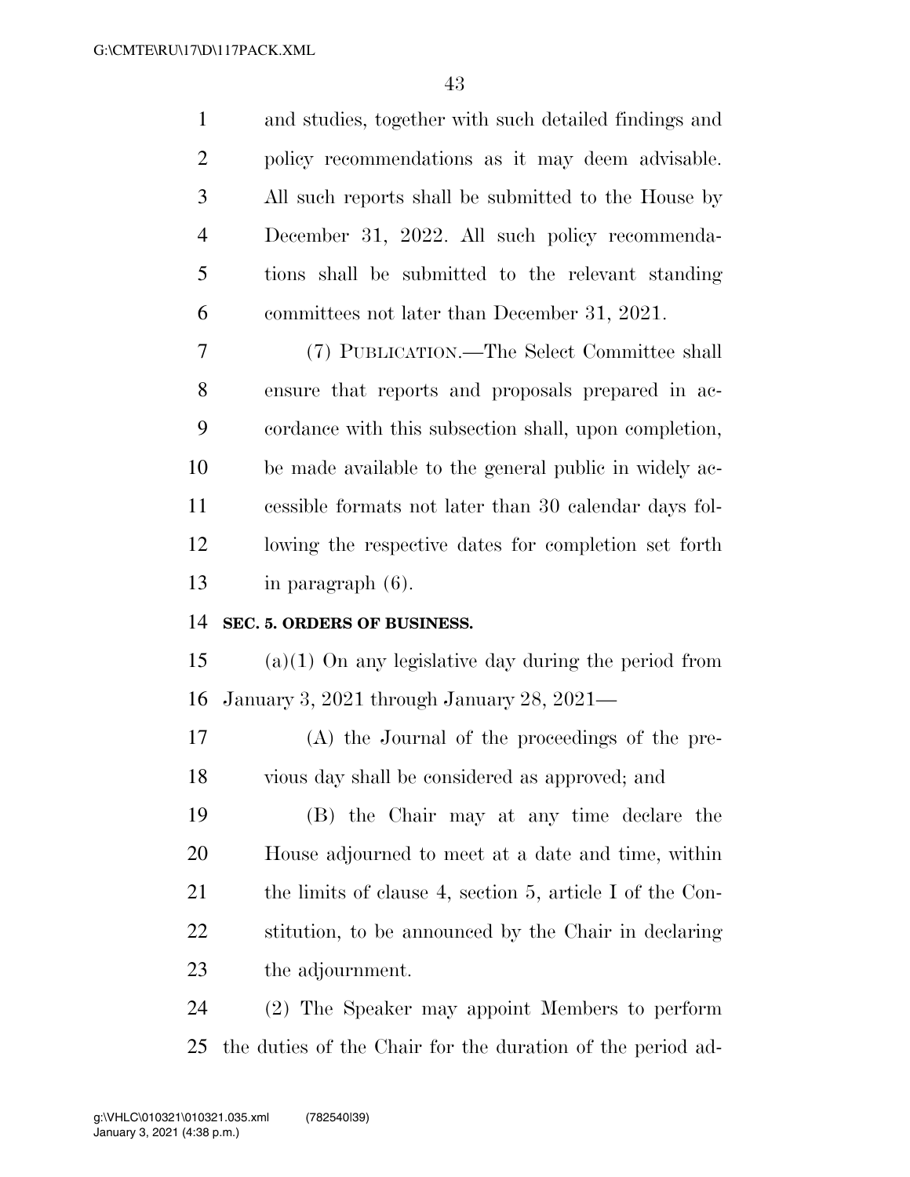and studies, together with such detailed findings and policy recommendations as it may deem advisable. All such reports shall be submitted to the House by December 31, 2022. All such policy recommendations shall be submitted to the relevant standing committees not later than December 31, 2021.

(7) PUBLICATION.—The Select Committee shall ensure that reports and proposals prepared in accordance with this subsection shall, upon completion, be made available to the general public in widely accessible formats not later than 30 calendar days following the respective dates for completion set forth in paragraph (6).

**SEC. 5. ORDERS OF BUSINESS.**

(a)(1) On any legislative day during the period from January 3, 2021 through January 28, 2021—

(A) the Journal of the proceedings of the previous day shall be considered as approved; and

(B) the Chair may at any time declare the House adjourned to meet at a date and time, within the limits of clause 4, section 5, article I of the Constitution, to be announced by the Chair in declaring the adjournment.

(2) The Speaker may appoint Members to perform the duties of the Chair for the duration of the period ad-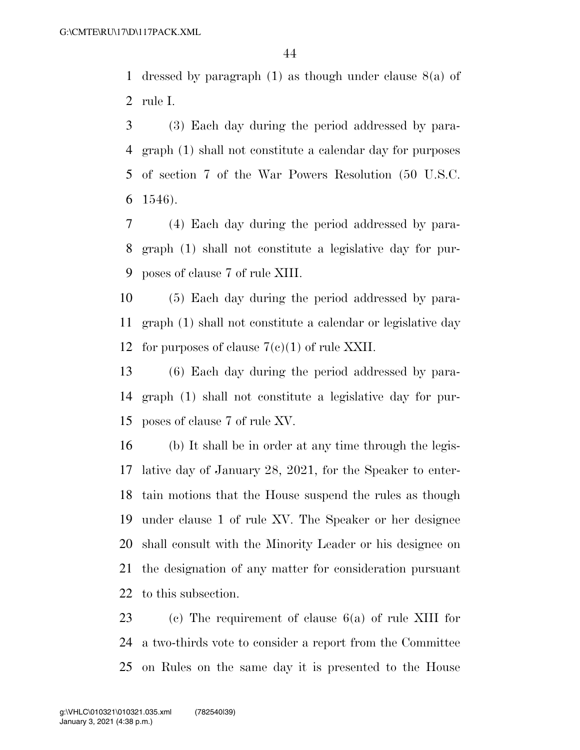dressed by paragraph (1) as though under clause 8(a) of rule I.

(3) Each day during the period addressed by paragraph (1) shall not constitute a calendar day for purposes of section 7 of the War Powers Resolution (50 U.S.C. 1546).

(4) Each day during the period addressed by paragraph (1) shall not constitute a legislative day for purposes of clause 7 of rule XIII.

(5) Each day during the period addressed by paragraph (1) shall not constitute a calendar or legislative day for purposes of clause 7(c)(1) of rule XXII.

(6) Each day during the period addressed by paragraph (1) shall not constitute a legislative day for purposes of clause 7 of rule XV.

(b) It shall be in order at any time through the legislative day of January 28, 2021, for the Speaker to entertain motions that the House suspend the rules as though under clause 1 of rule XV. The Speaker or her designee shall consult with the Minority Leader or his designee on the designation of any matter for consideration pursuant to this subsection.

(c) The requirement of clause 6(a) of rule XIII for a two-thirds vote to consider a report from the Committee on Rules on the same day it is presented to the House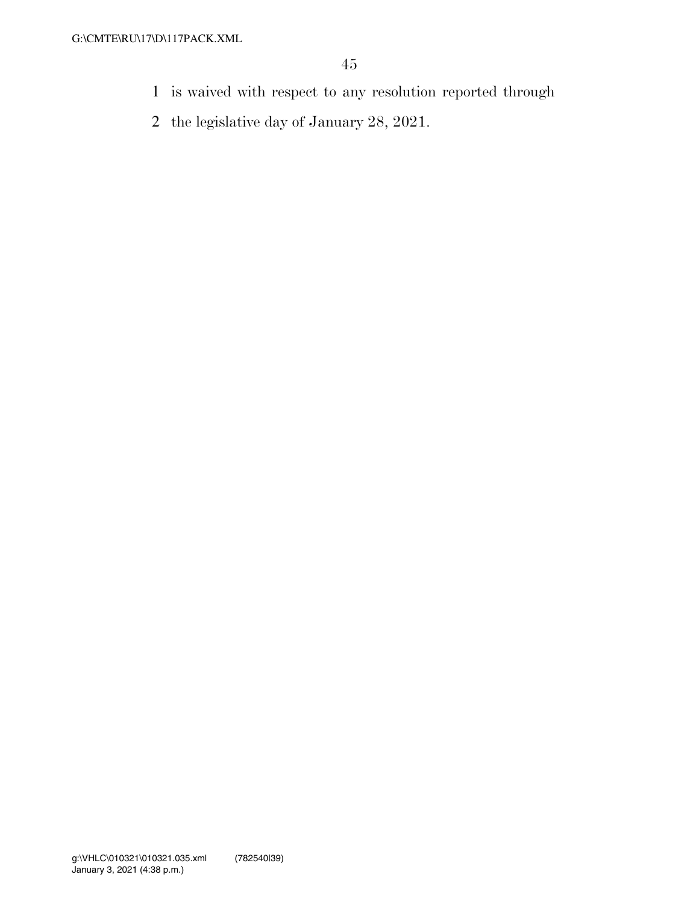is waived with respect to any resolution reported through the legislative day of January 28, 2021.